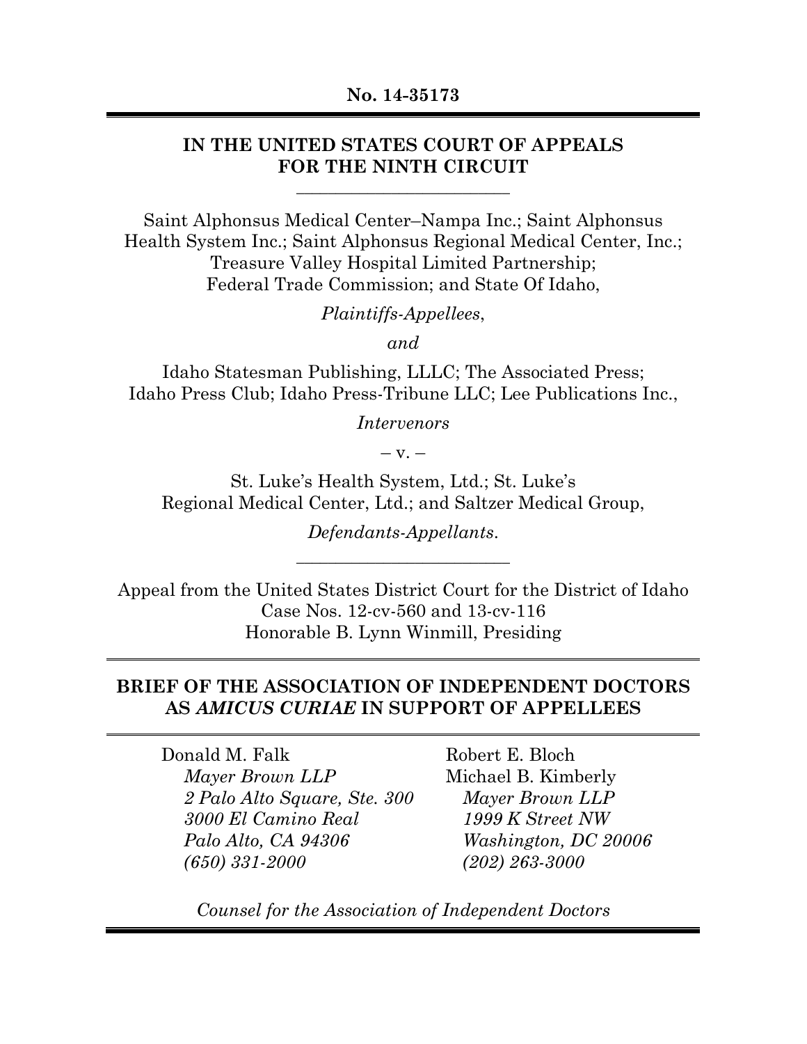**No. 14-35173**

---

**IN THE UNITED STATES COURT OF APPEALS FOR THE NINTH CIRCUIT**

---

Saint Alphonsus Medical Center–Nampa Inc.; Saint Alphonsus Health System Inc.; Saint Alphonsus Regional Medical Center, Inc.; Treasure Valley Hospital Limited Partnership; Federal Trade Commission; and State Of Idaho,

*Plaintiffs-Appellees*,

*and*

Idaho Statesman Publishing, LLLC; The Associated Press; Idaho Press Club; Idaho Press-Tribune LLC; Lee Publications Inc.,

*Intervenors*

– v. –

St. Luke's Health System, Ltd.; St. Luke's Regional Medical Center, Ltd.; and Saltzer Medical Group,

*Defendants-Appellants*.

---

Appeal from the United States District Court for the District of Idaho
Case Nos. 12-cv-560 and 13-cv-116
Honorable B. Lynn Winmill, Presiding

---

**BRIEF OF THE ASSOCIATION OF INDEPENDENT DOCTORS AS *AMICUS CURIAE* IN SUPPORT OF APPELLEES**

---

Donald M. Falk
*Mayer Brown LLP*
*2 Palo Alto Square, Ste. 300*
*3000 El Camino Real*
*Palo Alto, CA 94306*
*(650) 331-2000*

Robert E. Bloch
Michael B. Kimberly
*Mayer Brown LLP*
*1999 K Street NW*
*Washington, DC 20006*
*(202) 263-3000*

*Counsel for the Association of Independent Doctors*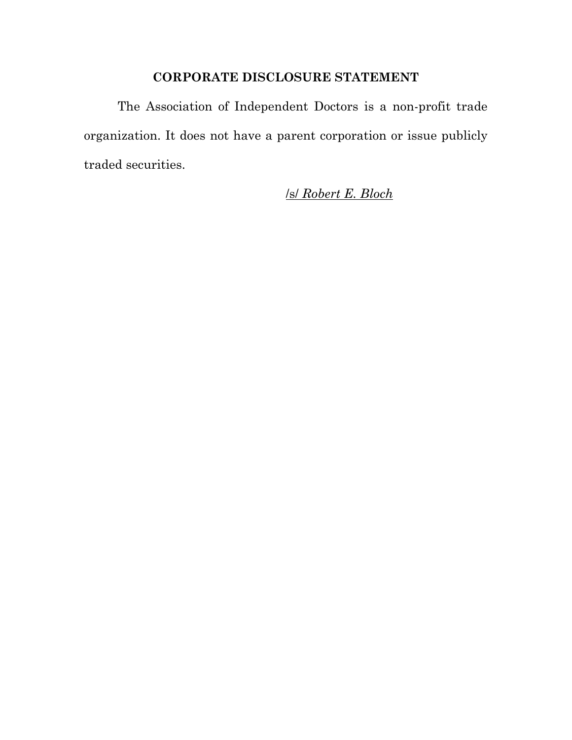## CORPORATE DISCLOSURE STATEMENT

The Association of Independent Doctors is a non-profit trade organization. It does not have a parent corporation or issue publicly traded securities.

/s/ *Robert E. Bloch*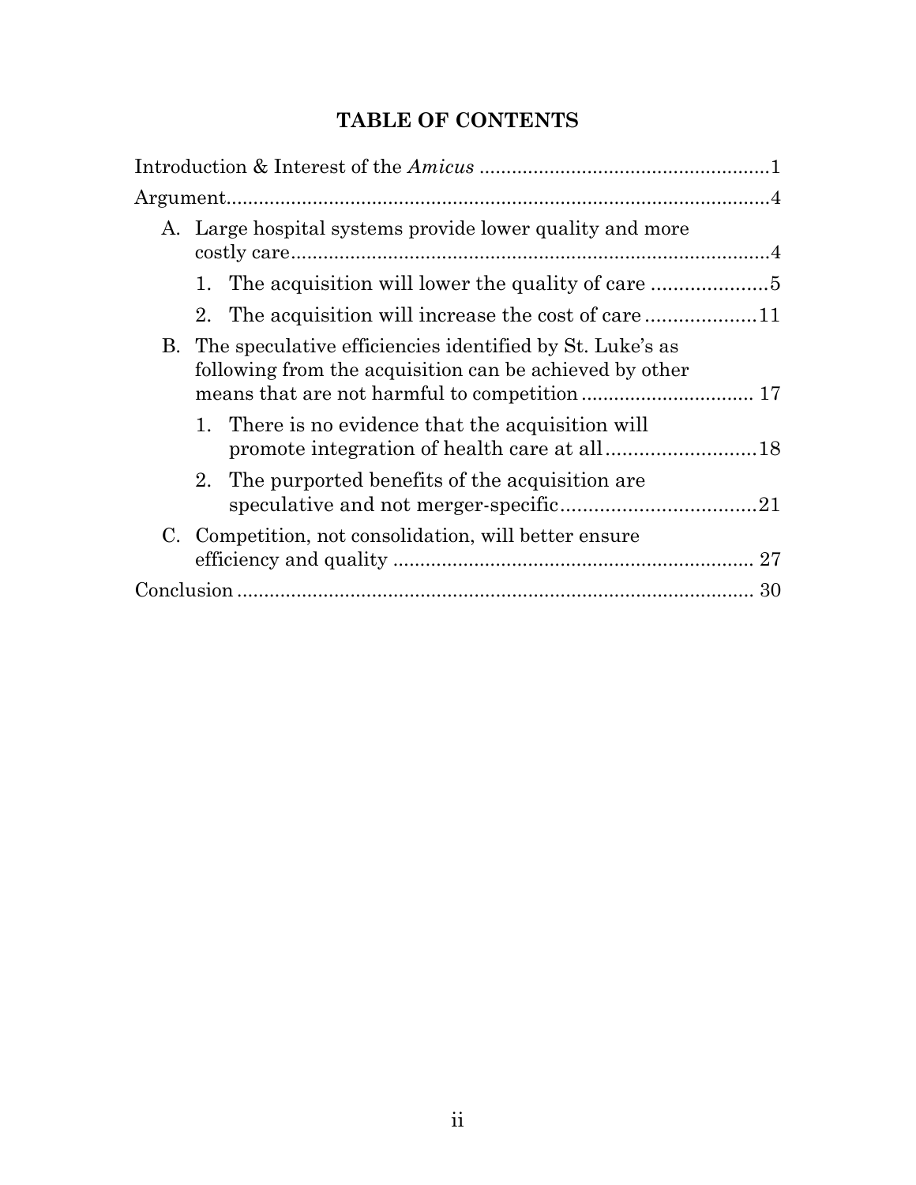## TABLE OF CONTENTS

Introduction & Interest of the *Amicus* ..................................................... 1

Argument ..................................................................................................... 4

- A. Large hospital systems provide lower quality and more costly care ......................................................................................... 4
  - 1. The acquisition will lower the quality of care ..................... 5
  - 2. The acquisition will increase the cost of care .................... 11
- B. The speculative efficiencies identified by St. Luke's as following from the acquisition can be achieved by other means that are not harmful to competition ................................ 17
  - 1. There is no evidence that the acquisition will promote integration of health care at all ........................... 18
  - 2. The purported benefits of the acquisition are speculative and not merger-specific ................................... 21
- C. Competition, not consolidation, will better ensure efficiency and quality .................................................................. 27

Conclusion ................................................................................................ 30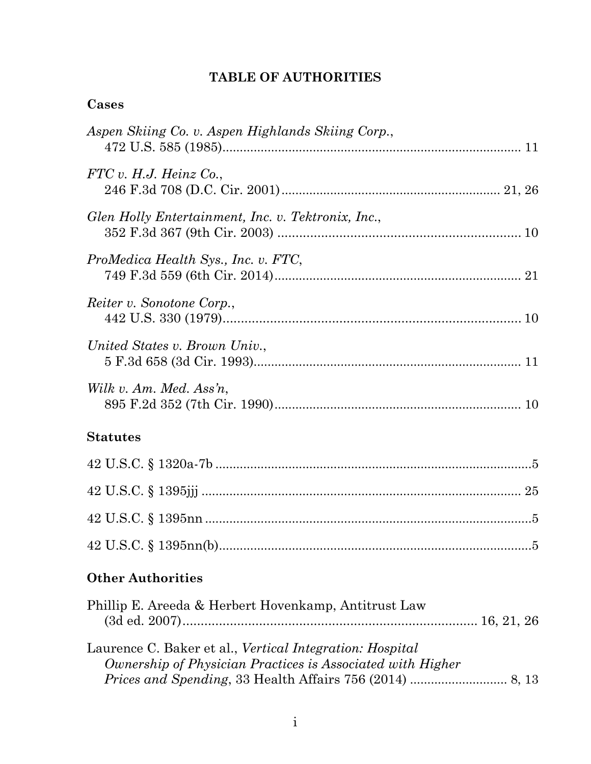# TABLE OF AUTHORITIES

## Cases

*Aspen Skiing Co. v. Aspen Highlands Skiing Corp.*, 472 U.S. 585 (1985) ........................................................................ 11

*FTC v. H.J. Heinz Co.*, 246 F.3d 708 (D.C. Cir. 2001) ........................................................ 21, 26

*Glen Holly Entertainment, Inc. v. Tektronix, Inc.*, 352 F.3d 367 (9th Cir. 2003) ........................................................................ 10

*ProMedica Health Sys., Inc. v. FTC*, 749 F.3d 559 (6th Cir. 2014) ........................................................................ 21

*Reiter v. Sonotone Corp.*, 442 U.S. 330 (1979) ........................................................................ 10

*United States v. Brown Univ.*, 5 F.3d 658 (3d Cir. 1993) ........................................................................ 11

*Wilk v. Am. Med. Ass'n*, 895 F.2d 352 (7th Cir. 1990) ........................................................................ 10

## Statutes

42 U.S.C. § 1320a-7b ........................................................................ 5

42 U.S.C. § 1395jjj ........................................................................ 25

42 U.S.C. § 1395nn ........................................................................ 5

42 U.S.C. § 1395nn(b) ........................................................................ 5

## Other Authorities

Phillip E. Areeda & Herbert Hovenkamp, Antitrust Law (3d ed. 2007) ........................................................ 16, 21, 26

Laurence C. Baker et al., *Vertical Integration: Hospital Ownership of Physician Practices is Associated with Higher Prices and Spending*, 33 Health Affairs 756 (2014) ........................ 8, 13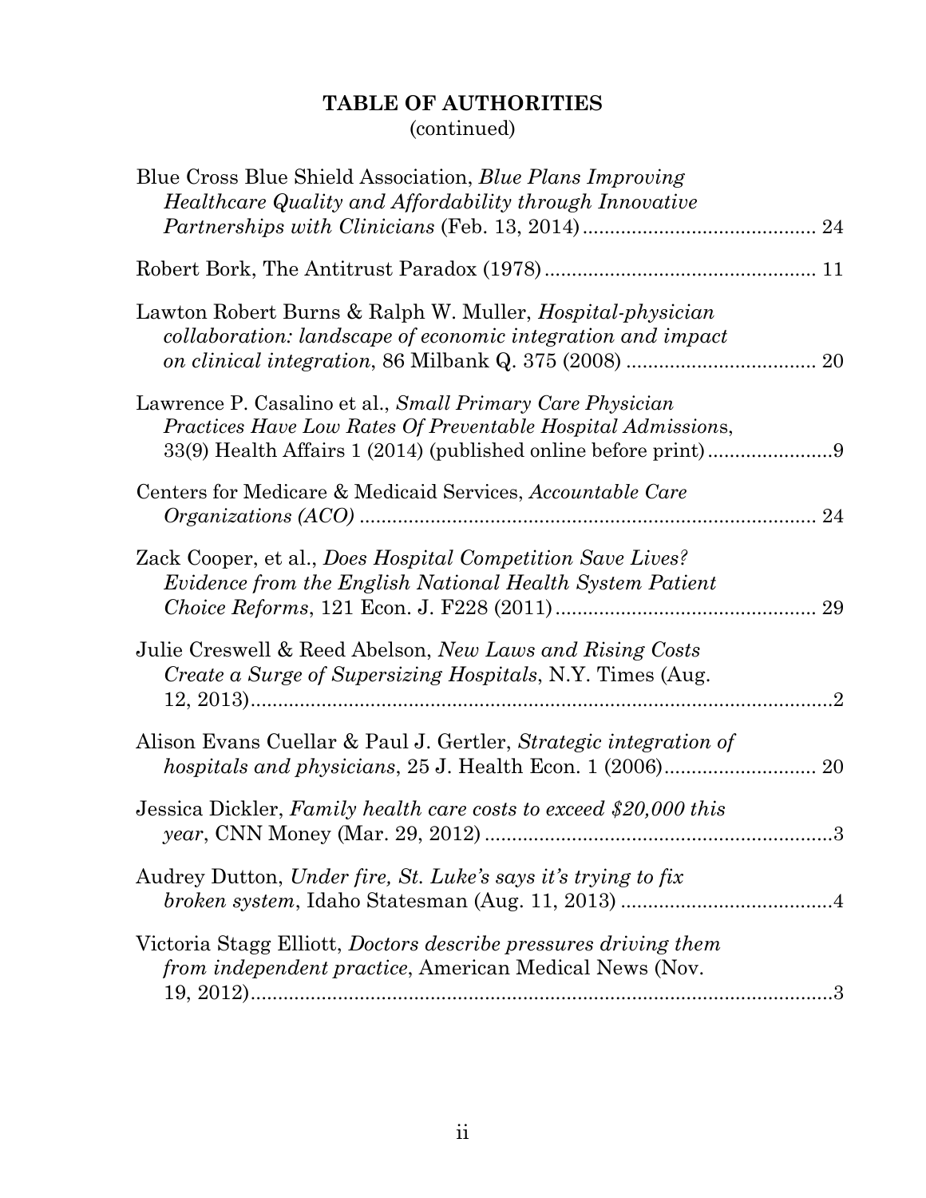## TABLE OF AUTHORITIES
(continued)

Blue Cross Blue Shield Association, *Blue Plans Improving Healthcare Quality and Affordability through Innovative Partnerships with Clinicians* (Feb. 13, 2014) .......... 24

Robert Bork, The Antitrust Paradox (1978) .......... 11

Lawton Robert Burns & Ralph W. Muller, *Hospital-physician collaboration: landscape of economic integration and impact on clinical integration*, 86 Milbank Q. 375 (2008) .......... 20

Lawrence P. Casalino et al., *Small Primary Care Physician Practices Have Low Rates Of Preventable Hospital Admissions*, 33(9) Health Affairs 1 (2014) (published online before print) .......... 9

Centers for Medicare & Medicaid Services, *Accountable Care Organizations (ACO)* .......... 24

Zack Cooper, et al., *Does Hospital Competition Save Lives? Evidence from the English National Health System Patient Choice Reforms*, 121 Econ. J. F228 (2011) .......... 29

Julie Creswell & Reed Abelson, *New Laws and Rising Costs Create a Surge of Supersizing Hospitals*, N.Y. Times (Aug. 12, 2013) .......... 2

Alison Evans Cuellar & Paul J. Gertler, *Strategic integration of hospitals and physicians*, 25 J. Health Econ. 1 (2006) .......... 20

Jessica Dickler, *Family health care costs to exceed $20,000 this year*, CNN Money (Mar. 29, 2012) .......... 3

Audrey Dutton, *Under fire, St. Luke's says it's trying to fix broken system*, Idaho Statesman (Aug. 11, 2013) .......... 4

Victoria Stagg Elliott, *Doctors describe pressures driving them from independent practice*, American Medical News (Nov. 19, 2012) .......... 3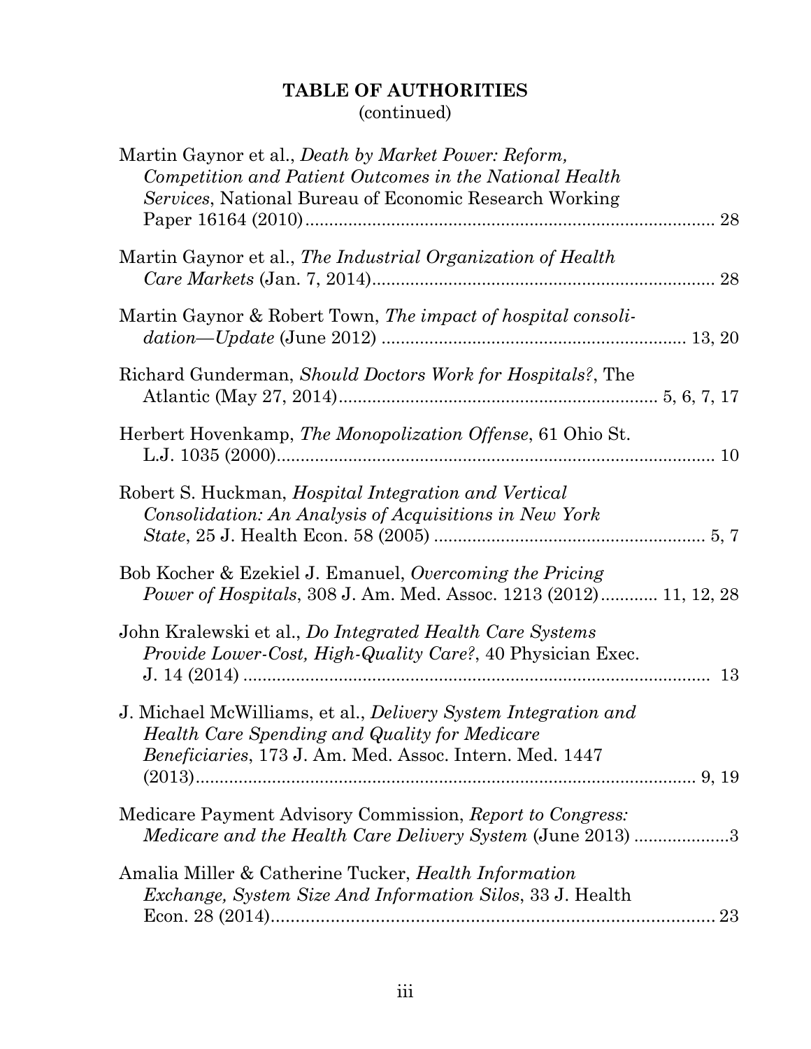# TABLE OF AUTHORITIES
(continued)

Martin Gaynor et al., *Death by Market Power: Reform, Competition and Patient Outcomes in the National Health Services*, National Bureau of Economic Research Working Paper 16164 (2010)........................................................................................ 28

Martin Gaynor et al., *The Industrial Organization of Health Care Markets* (Jan. 7, 2014)........................................................................ 28

Martin Gaynor & Robert Town, *The impact of hospital consolidation—Update* (June 2012) ................................................................ 13, 20

Richard Gunderman, *Should Doctors Work for Hospitals?*, The Atlantic (May 27, 2014)................................................................... 5, 6, 7, 17

Herbert Hovenkamp, *The Monopolization Offense*, 61 Ohio St. L.J. 1035 (2000)............................................................................................ 10

Robert S. Huckman, *Hospital Integration and Vertical Consolidation: An Analysis of Acquisitions in New York State*, 25 J. Health Econ. 58 (2005) ......................................................... 5, 7

Bob Kocher & Ezekiel J. Emanuel, *Overcoming the Pricing Power of Hospitals*, 308 J. Am. Med. Assoc. 1213 (2012)............ 11, 12, 28

John Kralewski et al., *Do Integrated Health Care Systems Provide Lower-Cost, High-Quality Care?*, 40 Physician Exec. J. 14 (2014) .................................................................................. 13

J. Michael McWilliams, et al., *Delivery System Integration and Health Care Spending and Quality for Medicare Beneficiaries*, 173 J. Am. Med. Assoc. Intern. Med. 1447 (2013).......................................................................................... 9, 19

Medicare Payment Advisory Commission, *Report to Congress: Medicare and the Health Care Delivery System* (June 2013) ....................3

Amalia Miller & Catherine Tucker, *Health Information Exchange, System Size And Information Silos*, 33 J. Health Econ. 28 (2014)........................................................................... 23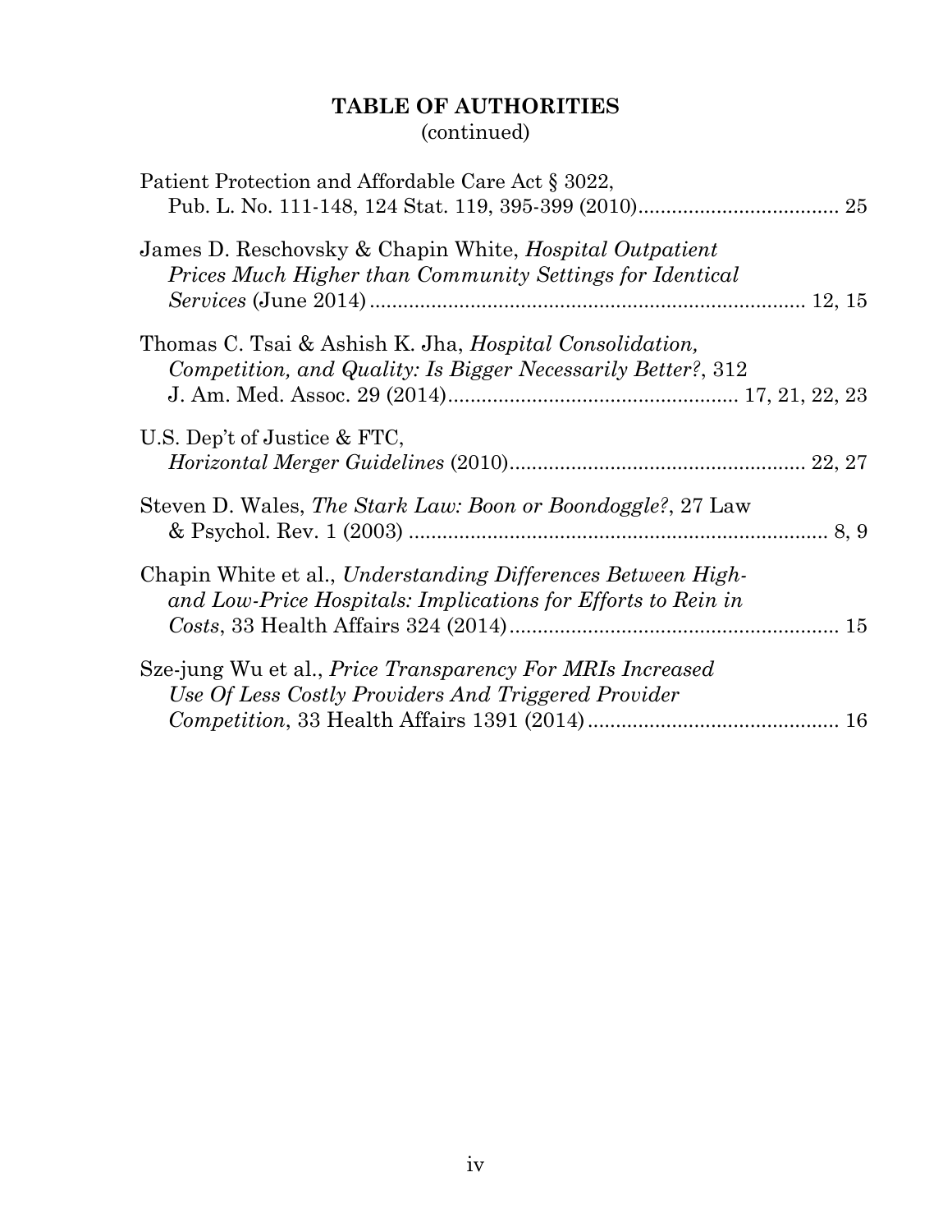## TABLE OF AUTHORITIES
(continued)

Patient Protection and Affordable Care Act § 3022, Pub. L. No. 111-148, 124 Stat. 119, 395-399 (2010) .................................... 25

James D. Reschovsky & Chapin White, *Hospital Outpatient Prices Much Higher than Community Settings for Identical Services* (June 2014) ............................................................................ 12, 15

Thomas C. Tsai & Ashish K. Jha, *Hospital Consolidation, Competition, and Quality: Is Bigger Necessarily Better?*, 312 J. Am. Med. Assoc. 29 (2014) .................................................. 17, 21, 22, 23

U.S. Dep't of Justice & FTC, *Horizontal Merger Guidelines* (2010) ..................................................... 22, 27

Steven D. Wales, *The Stark Law: Boon or Boondoggle?*, 27 Law & Psychol. Rev. 1 (2003) .......................................................................... 8, 9

Chapin White et al., *Understanding Differences Between High- and Low-Price Hospitals: Implications for Efforts to Rein in Costs*, 33 Health Affairs 324 (2014) .......................................................... 15

Sze-jung Wu et al., *Price Transparency For MRIs Increased Use Of Less Costly Providers And Triggered Provider Competition*, 33 Health Affairs 1391 (2014) ............................................ 16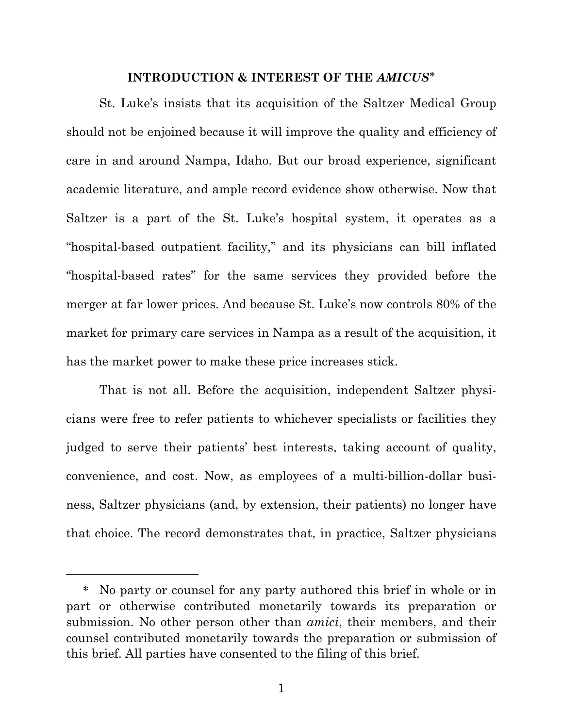## INTRODUCTION & INTEREST OF THE *AMICUS*[*]

St. Luke's insists that its acquisition of the Saltzer Medical Group should not be enjoined because it will improve the quality and efficiency of care in and around Nampa, Idaho. But our broad experience, significant academic literature, and ample record evidence show otherwise. Now that Saltzer is a part of the St. Luke's hospital system, it operates as a "hospital-based outpatient facility," and its physicians can bill inflated "hospital-based rates" for the same services they provided before the merger at far lower prices. And because St. Luke's now controls 80% of the market for primary care services in Nampa as a result of the acquisition, it has the market power to make these price increases stick.

That is not all. Before the acquisition, independent Saltzer physicians were free to refer patients to whichever specialists or facilities they judged to serve their patients' best interests, taking account of quality, convenience, and cost. Now, as employees of a multi-billion-dollar business, Saltzer physicians (and, by extension, their patients) no longer have that choice. The record demonstrates that, in practice, Saltzer physicians

---

[*] No party or counsel for any party authored this brief in whole or in part or otherwise contributed monetarily towards its preparation or submission. No other person other than *amici*, their members, and their counsel contributed monetarily towards the preparation or submission of this brief. All parties have consented to the filing of this brief.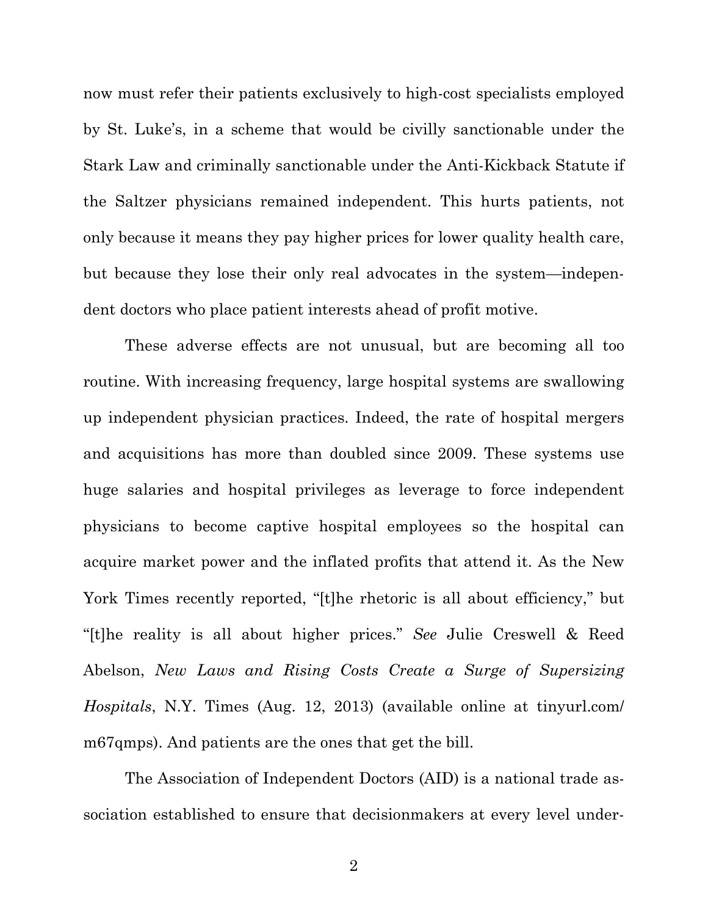now must refer their patients exclusively to high-cost specialists employed by St. Luke's, in a scheme that would be civilly sanctionable under the Stark Law and criminally sanctionable under the Anti-Kickback Statute if the Saltzer physicians remained independent. This hurts patients, not only because it means they pay higher prices for lower quality health care, but because they lose their only real advocates in the system—independent doctors who place patient interests ahead of profit motive.

These adverse effects are not unusual, but are becoming all too routine. With increasing frequency, large hospital systems are swallowing up independent physician practices. Indeed, the rate of hospital mergers and acquisitions has more than doubled since 2009. These systems use huge salaries and hospital privileges as leverage to force independent physicians to become captive hospital employees so the hospital can acquire market power and the inflated profits that attend it. As the New York Times recently reported, "[t]he rhetoric is all about efficiency," but "[t]he reality is all about higher prices." *See* Julie Creswell & Reed Abelson, *New Laws and Rising Costs Create a Surge of Supersizing Hospitals*, N.Y. Times (Aug. 12, 2013) (available online at tinyurl.com/m67qmps). And patients are the ones that get the bill.

The Association of Independent Doctors (AID) is a national trade association established to ensure that decisionmakers at every level under-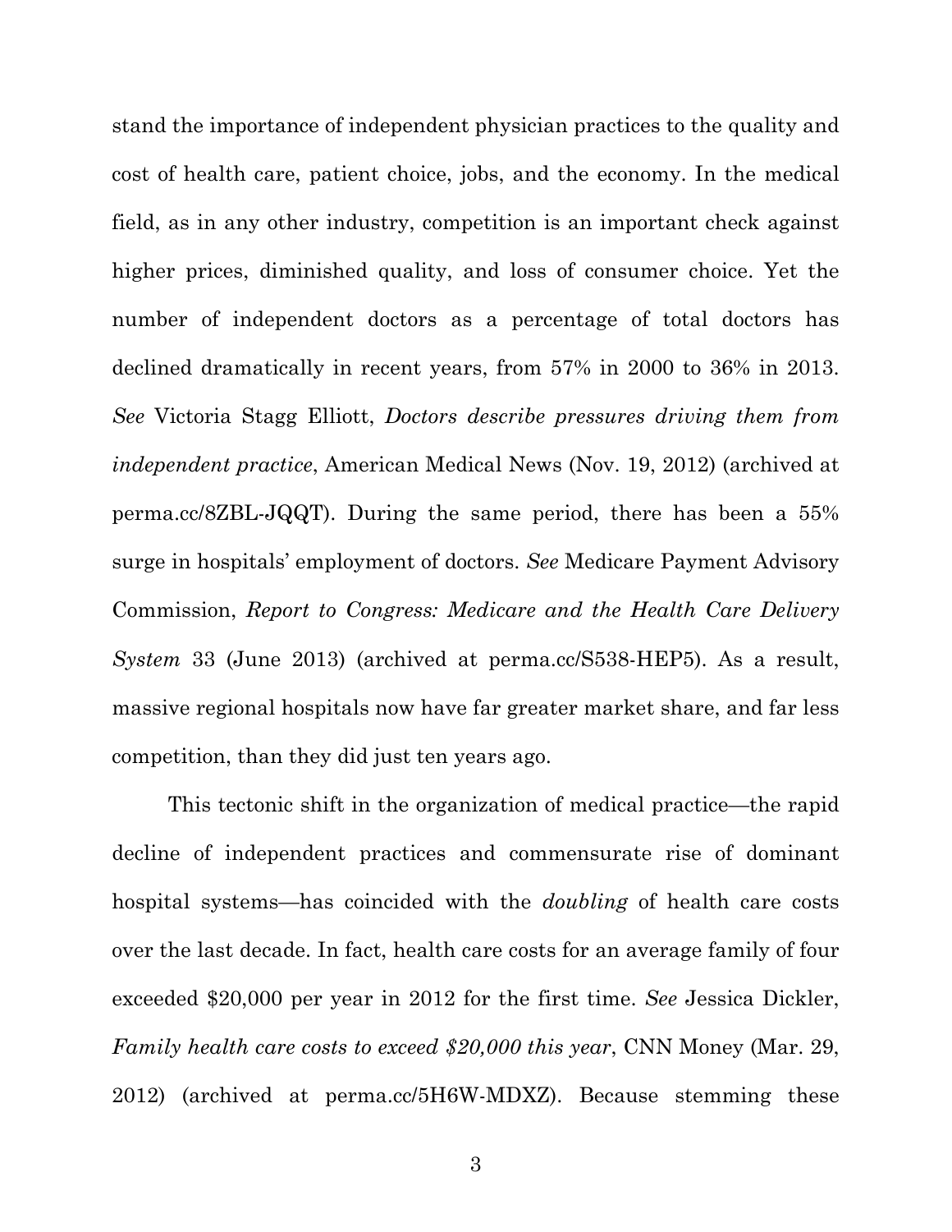stand the importance of independent physician practices to the quality and cost of health care, patient choice, jobs, and the economy. In the medical field, as in any other industry, competition is an important check against higher prices, diminished quality, and loss of consumer choice. Yet the number of independent doctors as a percentage of total doctors has declined dramatically in recent years, from 57% in 2000 to 36% in 2013. *See* Victoria Stagg Elliott, *Doctors describe pressures driving them from independent practice*, American Medical News (Nov. 19, 2012) (archived at perma.cc/8ZBL-JQQT). During the same period, there has been a 55% surge in hospitals' employment of doctors. *See* Medicare Payment Advisory Commission, *Report to Congress: Medicare and the Health Care Delivery System* 33 (June 2013) (archived at perma.cc/S538-HEP5). As a result, massive regional hospitals now have far greater market share, and far less competition, than they did just ten years ago.

This tectonic shift in the organization of medical practice—the rapid decline of independent practices and commensurate rise of dominant hospital systems—has coincided with the *doubling* of health care costs over the last decade. In fact, health care costs for an average family of four exceeded $20,000 per year in 2012 for the first time. *See* Jessica Dickler, *Family health care costs to exceed $20,000 this year*, CNN Money (Mar. 29, 2012) (archived at perma.cc/5H6W-MDXZ). Because stemming these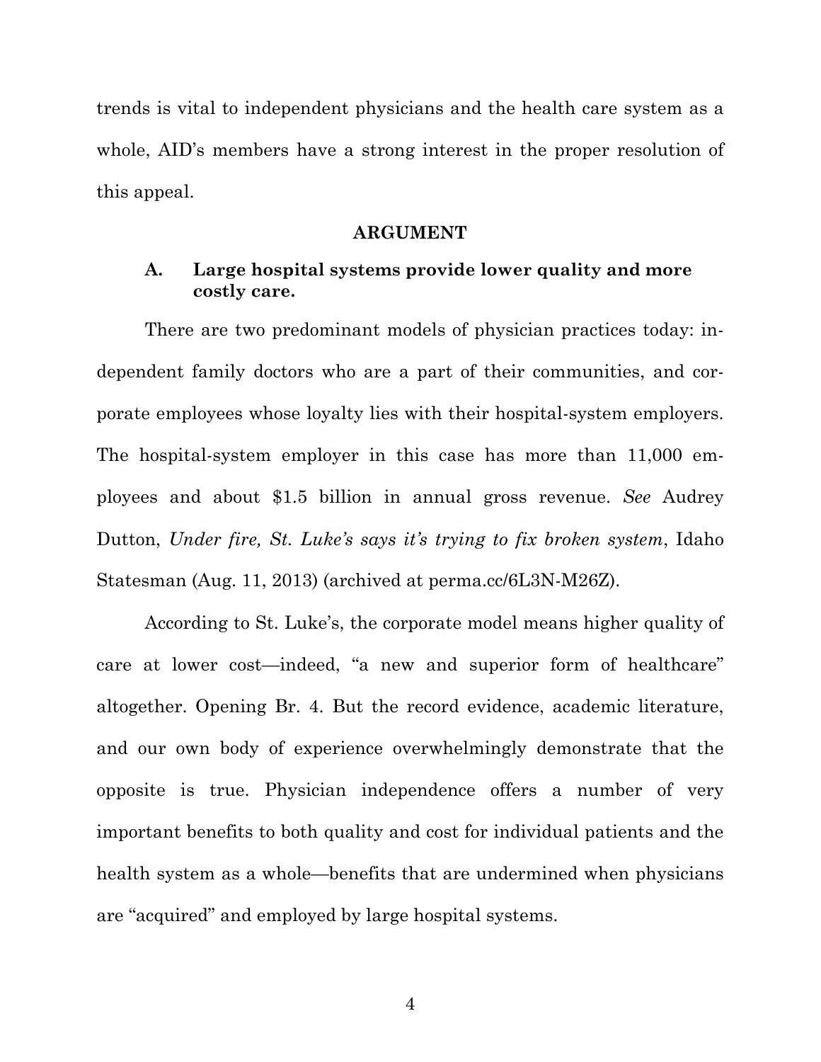trends is vital to independent physicians and the health care system as a whole, AID's members have a strong interest in the proper resolution of this appeal.

## ARGUMENT

### A. Large hospital systems provide lower quality and more costly care.

There are two predominant models of physician practices today: independent family doctors who are a part of their communities, and corporate employees whose loyalty lies with their hospital-system employers. The hospital-system employer in this case has more than 11,000 employees and about $1.5 billion in annual gross revenue. *See* Audrey Dutton, *Under fire, St. Luke's says it's trying to fix broken system*, Idaho Statesman (Aug. 11, 2013) (archived at perma.cc/6L3N-M26Z).

According to St. Luke's, the corporate model means higher quality of care at lower cost—indeed, "a new and superior form of healthcare" altogether. Opening Br. 4. But the record evidence, academic literature, and our own body of experience overwhelmingly demonstrate that the opposite is true. Physician independence offers a number of very important benefits to both quality and cost for individual patients and the health system as a whole—benefits that are undermined when physicians are "acquired" and employed by large hospital systems.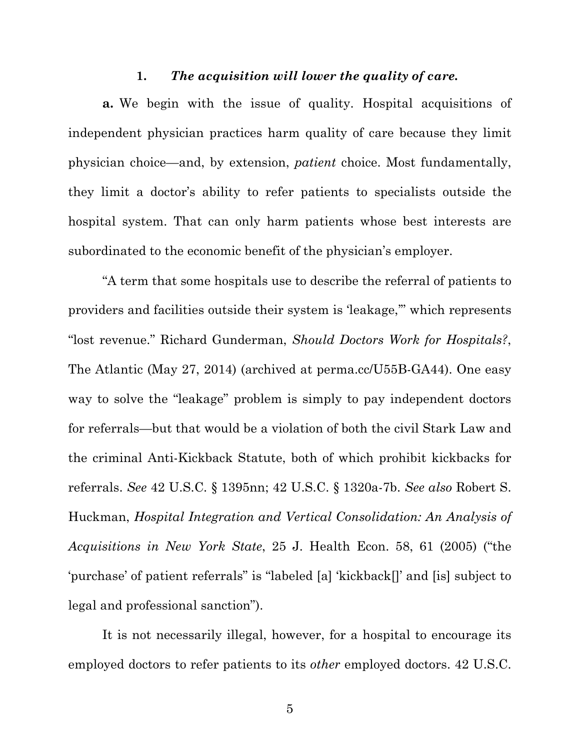### 1. *The acquisition will lower the quality of care.*

**a.** We begin with the issue of quality. Hospital acquisitions of independent physician practices harm quality of care because they limit physician choice—and, by extension, *patient* choice. Most fundamentally, they limit a doctor's ability to refer patients to specialists outside the hospital system. That can only harm patients whose best interests are subordinated to the economic benefit of the physician's employer.

"A term that some hospitals use to describe the referral of patients to providers and facilities outside their system is 'leakage,'" which represents "lost revenue." Richard Gunderman, *Should Doctors Work for Hospitals?*, The Atlantic (May 27, 2014) (archived at perma.cc/U55B-GA44). One easy way to solve the "leakage" problem is simply to pay independent doctors for referrals—but that would be a violation of both the civil Stark Law and the criminal Anti-Kickback Statute, both of which prohibit kickbacks for referrals. *See* 42 U.S.C. § 1395nn; 42 U.S.C. § 1320a-7b. *See also* Robert S. Huckman, *Hospital Integration and Vertical Consolidation: An Analysis of Acquisitions in New York State*, 25 J. Health Econ. 58, 61 (2005) ("the 'purchase' of patient referrals" is "labeled [a] 'kickback[]' and [is] subject to legal and professional sanction").

It is not necessarily illegal, however, for a hospital to encourage its employed doctors to refer patients to its *other* employed doctors. 42 U.S.C.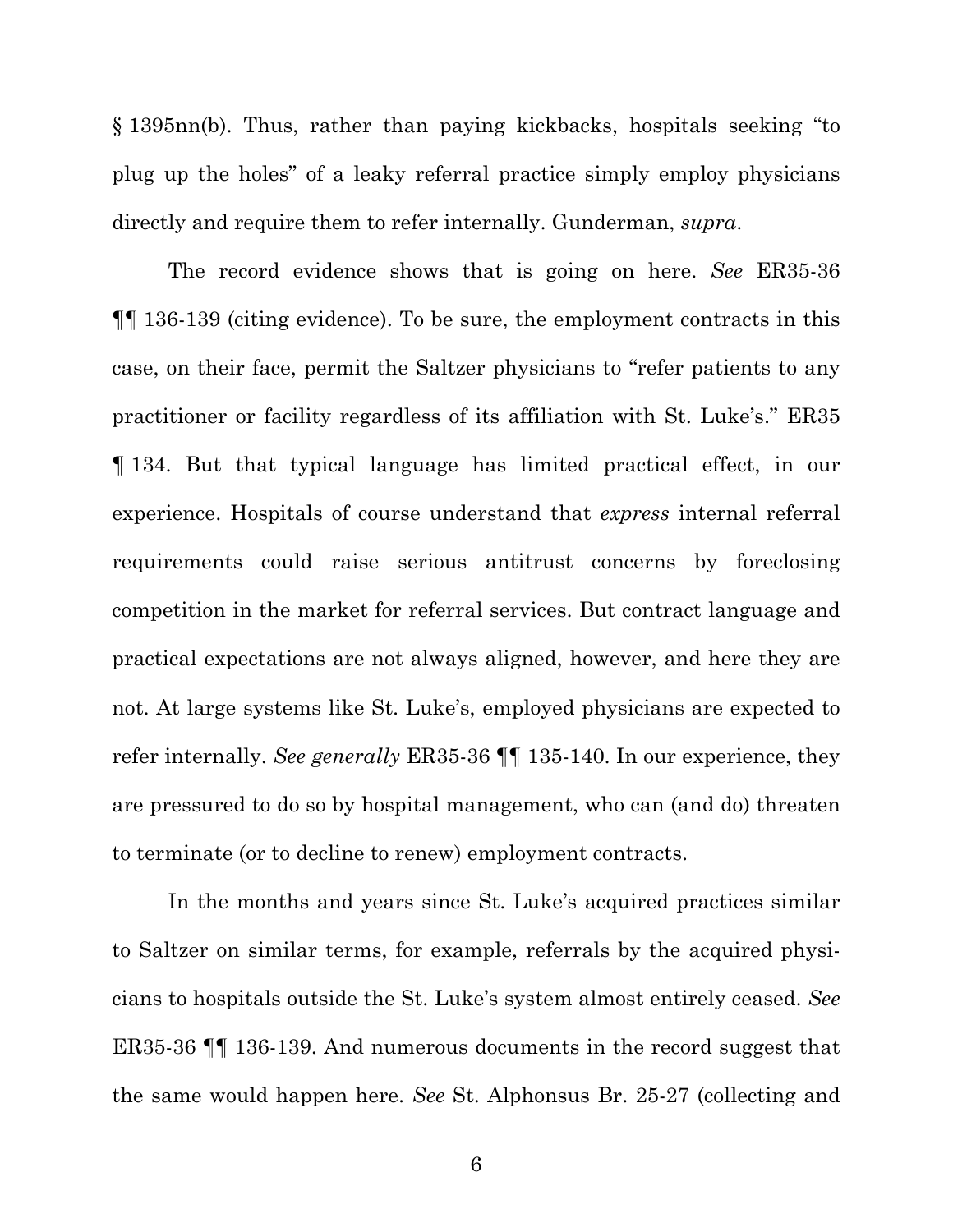§ 1395nn(b). Thus, rather than paying kickbacks, hospitals seeking "to plug up the holes" of a leaky referral practice simply employ physicians directly and require them to refer internally. Gunderman, *supra*.

The record evidence shows that is going on here. *See* ER35-36 ¶¶ 136-139 (citing evidence). To be sure, the employment contracts in this case, on their face, permit the Saltzer physicians to "refer patients to any practitioner or facility regardless of its affiliation with St. Luke's." ER35 ¶ 134. But that typical language has limited practical effect, in our experience. Hospitals of course understand that *express* internal referral requirements could raise serious antitrust concerns by foreclosing competition in the market for referral services. But contract language and practical expectations are not always aligned, however, and here they are not. At large systems like St. Luke's, employed physicians are expected to refer internally. *See generally* ER35-36 ¶¶ 135-140. In our experience, they are pressured to do so by hospital management, who can (and do) threaten to terminate (or to decline to renew) employment contracts.

In the months and years since St. Luke's acquired practices similar to Saltzer on similar terms, for example, referrals by the acquired physicians to hospitals outside the St. Luke's system almost entirely ceased. *See* ER35-36 ¶¶ 136-139. And numerous documents in the record suggest that the same would happen here. *See* St. Alphonsus Br. 25-27 (collecting and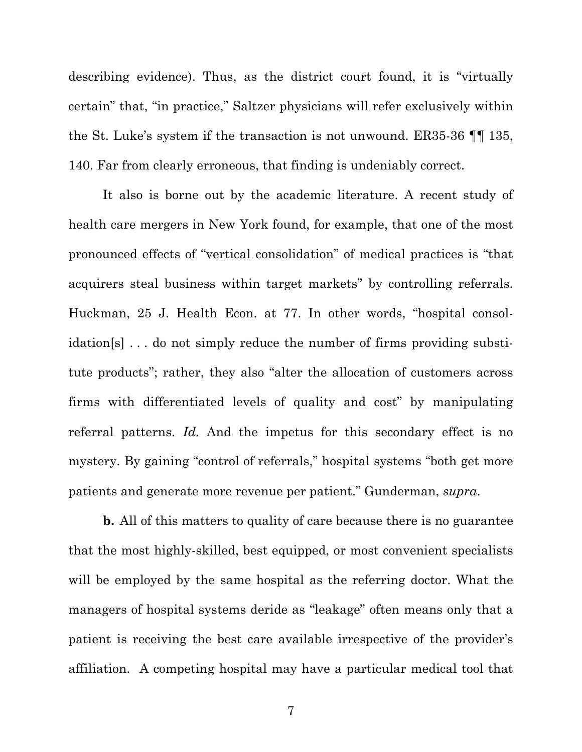describing evidence). Thus, as the district court found, it is "virtually certain" that, "in practice," Saltzer physicians will refer exclusively within the St. Luke's system if the transaction is not unwound. ER35-36 ¶¶ 135, 140. Far from clearly erroneous, that finding is undeniably correct.

It also is borne out by the academic literature. A recent study of health care mergers in New York found, for example, that one of the most pronounced effects of "vertical consolidation" of medical practices is "that acquirers steal business within target markets" by controlling referrals. Huckman, 25 J. Health Econ. at 77. In other words, "hospital consolidation[s] . . . do not simply reduce the number of firms providing substitute products"; rather, they also "alter the allocation of customers across firms with differentiated levels of quality and cost" by manipulating referral patterns. *Id.* And the impetus for this secondary effect is no mystery. By gaining "control of referrals," hospital systems "both get more patients and generate more revenue per patient." Gunderman, *supra*.

**b.** All of this matters to quality of care because there is no guarantee that the most highly-skilled, best equipped, or most convenient specialists will be employed by the same hospital as the referring doctor. What the managers of hospital systems deride as "leakage" often means only that a patient is receiving the best care available irrespective of the provider's affiliation. A competing hospital may have a particular medical tool that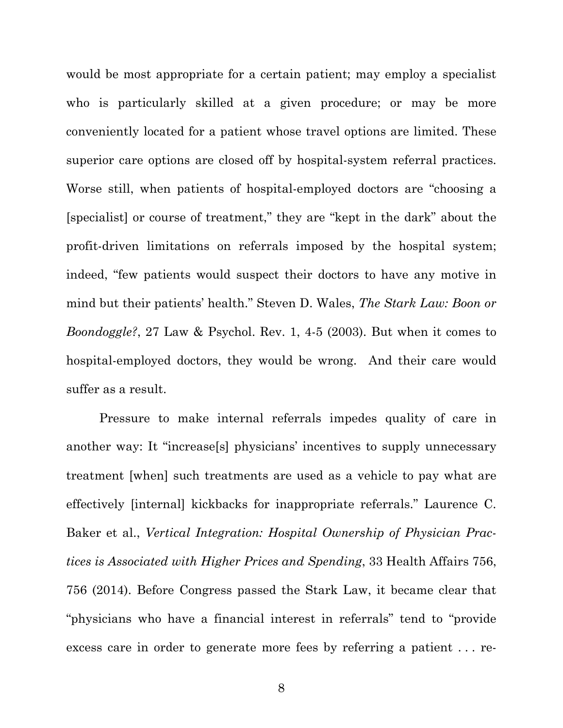would be most appropriate for a certain patient; may employ a specialist who is particularly skilled at a given procedure; or may be more conveniently located for a patient whose travel options are limited. These superior care options are closed off by hospital-system referral practices. Worse still, when patients of hospital-employed doctors are "choosing a [specialist] or course of treatment," they are "kept in the dark" about the profit-driven limitations on referrals imposed by the hospital system; indeed, "few patients would suspect their doctors to have any motive in mind but their patients' health." Steven D. Wales, *The Stark Law: Boon or Boondoggle?*, 27 Law & Psychol. Rev. 1, 4-5 (2003). But when it comes to hospital-employed doctors, they would be wrong. And their care would suffer as a result.

Pressure to make internal referrals impedes quality of care in another way: It "increase[s] physicians' incentives to supply unnecessary treatment [when] such treatments are used as a vehicle to pay what are effectively [internal] kickbacks for inappropriate referrals." Laurence C. Baker et al., *Vertical Integration: Hospital Ownership of Physician Practices is Associated with Higher Prices and Spending*, 33 Health Affairs 756, 756 (2014). Before Congress passed the Stark Law, it became clear that "physicians who have a financial interest in referrals" tend to "provide excess care in order to generate more fees by referring a patient . . . re-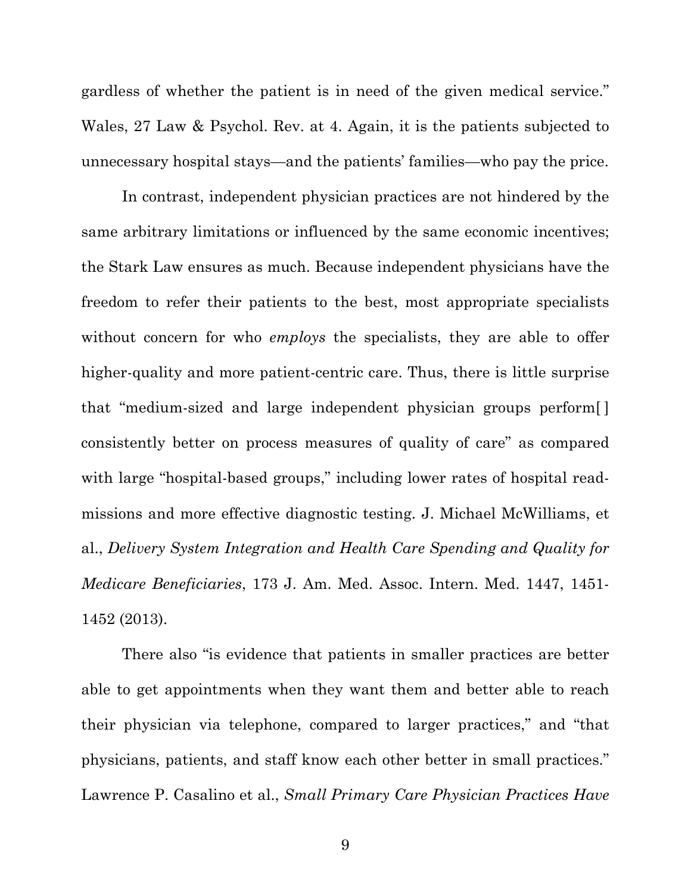gardless of whether the patient is in need of the given medical service." Wales, 27 Law & Psychol. Rev. at 4. Again, it is the patients subjected to unnecessary hospital stays—and the patients' families—who pay the price.

In contrast, independent physician practices are not hindered by the same arbitrary limitations or influenced by the same economic incentives; the Stark Law ensures as much. Because independent physicians have the freedom to refer their patients to the best, most appropriate specialists without concern for who *employs* the specialists, they are able to offer higher-quality and more patient-centric care. Thus, there is little surprise that "medium-sized and large independent physician groups perform[ ] consistently better on process measures of quality of care" as compared with large "hospital-based groups," including lower rates of hospital readmissions and more effective diagnostic testing. J. Michael McWilliams, et al., *Delivery System Integration and Health Care Spending and Quality for Medicare Beneficiaries*, 173 J. Am. Med. Assoc. Intern. Med. 1447, 1451-1452 (2013).

There also "is evidence that patients in smaller practices are better able to get appointments when they want them and better able to reach their physician via telephone, compared to larger practices," and "that physicians, patients, and staff know each other better in small practices." Lawrence P. Casalino et al., *Small Primary Care Physician Practices Have*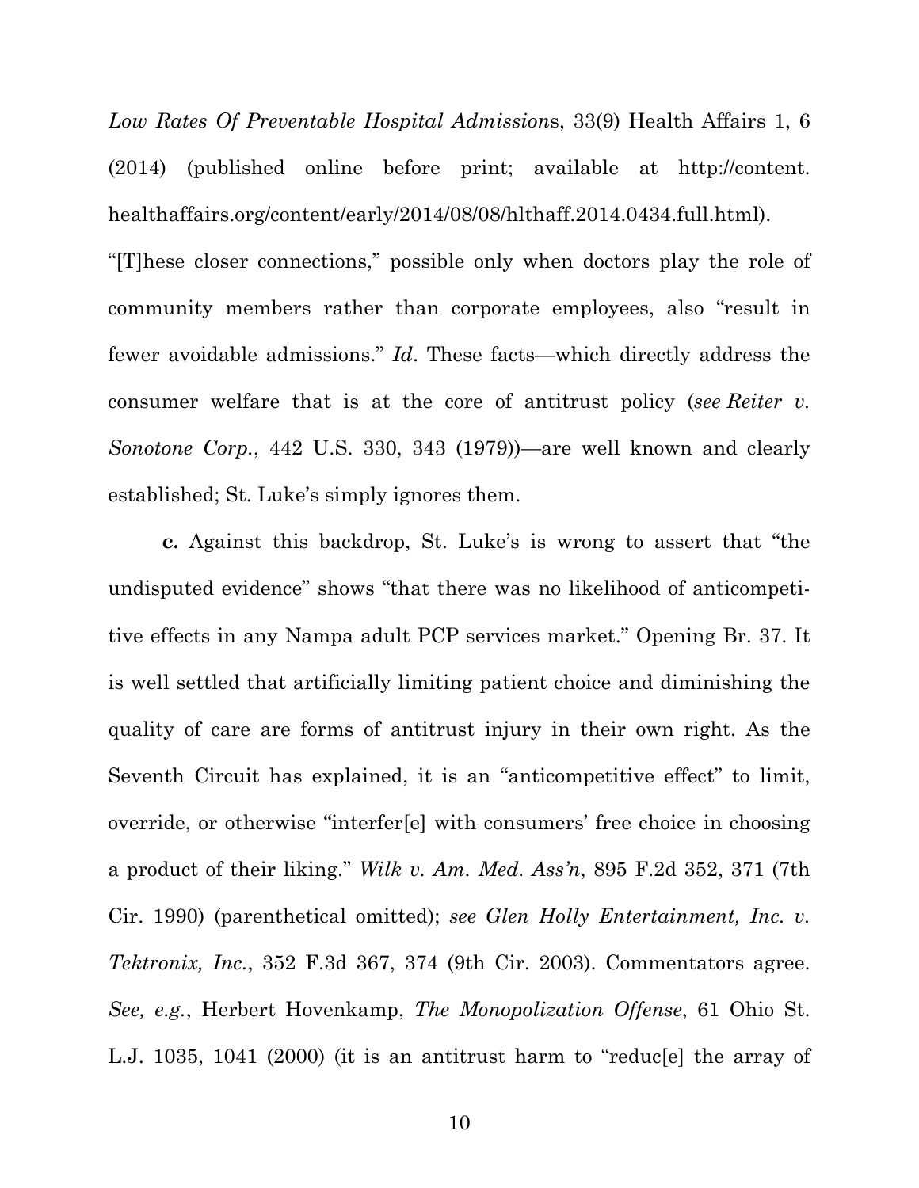*Low Rates Of Preventable Hospital Admissions*, 33(9) Health Affairs 1, 6 (2014) (published online before print; available at http://content.healthaffairs.org/content/early/2014/08/08/hlthaff.2014.0434.full.html). "[T]hese closer connections," possible only when doctors play the role of community members rather than corporate employees, also "result in fewer avoidable admissions." *Id*. These facts—which directly address the consumer welfare that is at the core of antitrust policy (*see Reiter v. Sonotone Corp.*, 442 U.S. 330, 343 (1979))—are well known and clearly established; St. Luke's simply ignores them.

**c.** Against this backdrop, St. Luke's is wrong to assert that "the undisputed evidence" shows "that there was no likelihood of anticompetitive effects in any Nampa adult PCP services market." Opening Br. 37. It is well settled that artificially limiting patient choice and diminishing the quality of care are forms of antitrust injury in their own right. As the Seventh Circuit has explained, it is an "anticompetitive effect" to limit, override, or otherwise "interfer[e] with consumers' free choice in choosing a product of their liking." *Wilk v. Am. Med. Ass'n*, 895 F.2d 352, 371 (7th Cir. 1990) (parenthetical omitted); *see Glen Holly Entertainment, Inc. v. Tektronix, Inc.*, 352 F.3d 367, 374 (9th Cir. 2003). Commentators agree. *See, e.g.*, Herbert Hovenkamp, *The Monopolization Offense*, 61 Ohio St. L.J. 1035, 1041 (2000) (it is an antitrust harm to "reduc[e] the array of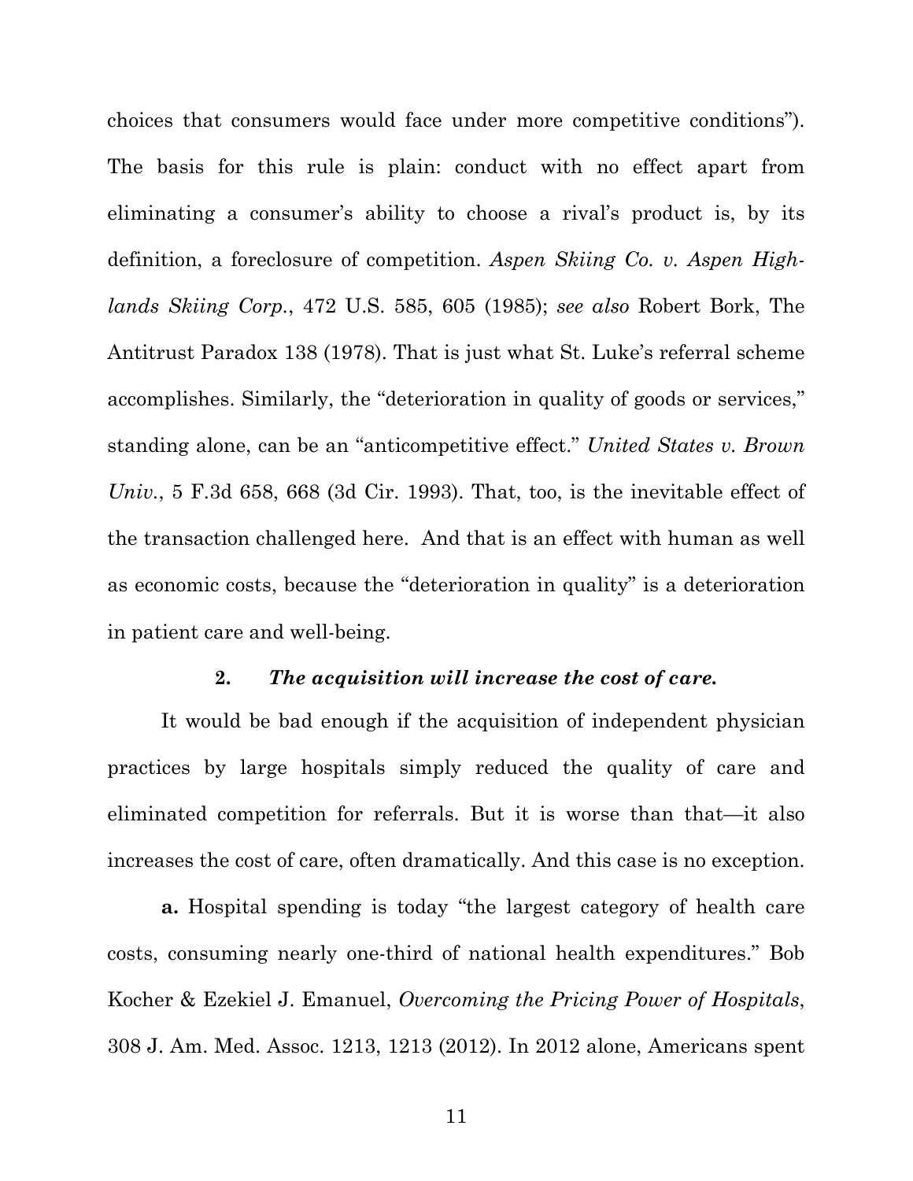choices that consumers would face under more competitive conditions"). The basis for this rule is plain: conduct with no effect apart from eliminating a consumer's ability to choose a rival's product is, by its definition, a foreclosure of competition. *Aspen Skiing Co. v. Aspen Highlands Skiing Corp.*, 472 U.S. 585, 605 (1985); *see also* Robert Bork, The Antitrust Paradox 138 (1978). That is just what St. Luke's referral scheme accomplishes. Similarly, the "deterioration in quality of goods or services," standing alone, can be an "anticompetitive effect." *United States v. Brown Univ.*, 5 F.3d 658, 668 (3d Cir. 1993). That, too, is the inevitable effect of the transaction challenged here. And that is an effect with human as well as economic costs, because the "deterioration in quality" is a deterioration in patient care and well-being.

### 2. *The acquisition will increase the cost of care.*

It would be bad enough if the acquisition of independent physician practices by large hospitals simply reduced the quality of care and eliminated competition for referrals. But it is worse than that—it also increases the cost of care, often dramatically. And this case is no exception.

**a.** Hospital spending is today "the largest category of health care costs, consuming nearly one-third of national health expenditures." Bob Kocher & Ezekiel J. Emanuel, *Overcoming the Pricing Power of Hospitals*, 308 J. Am. Med. Assoc. 1213, 1213 (2012). In 2012 alone, Americans spent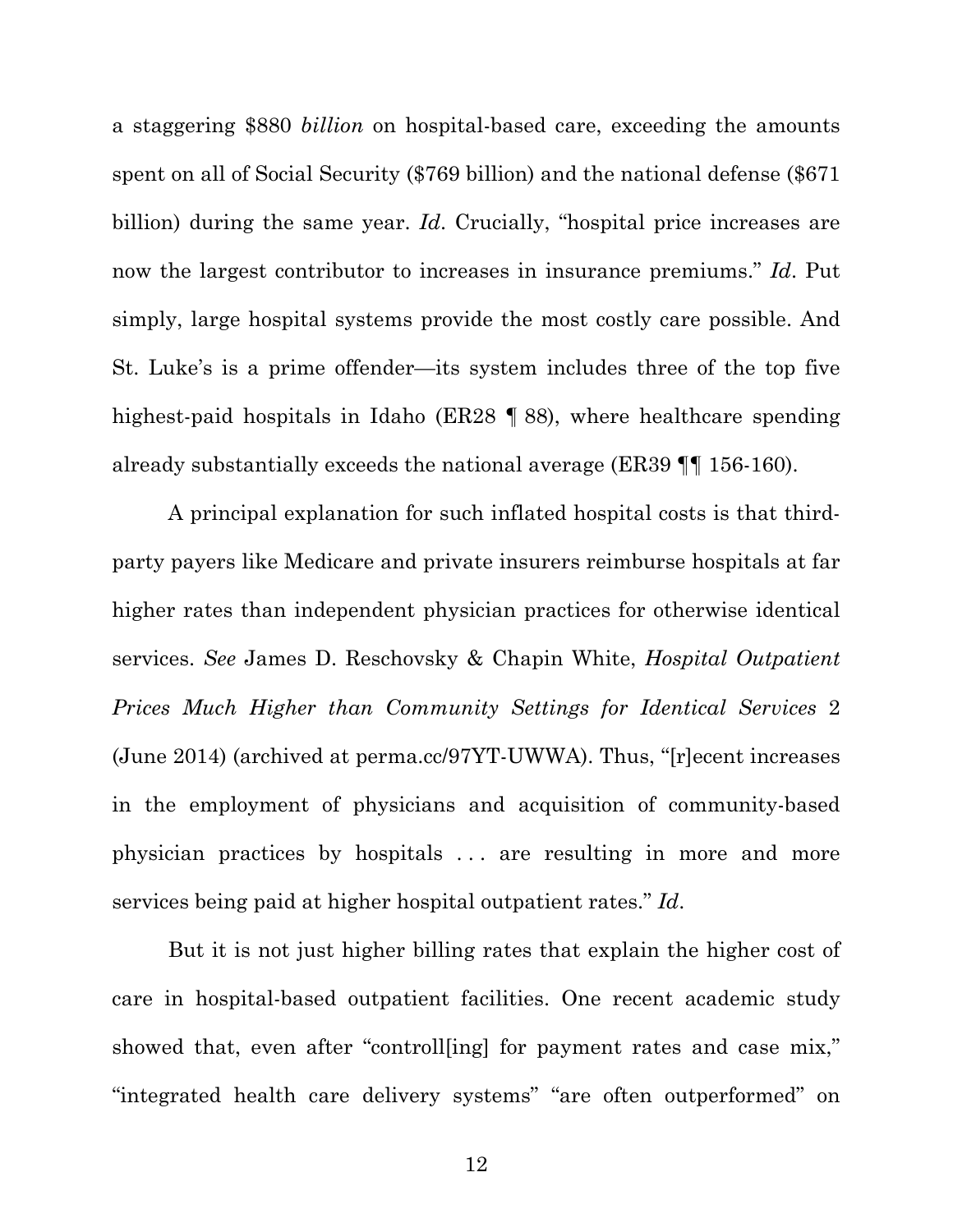a staggering $880 *billion* on hospital-based care, exceeding the amounts spent on all of Social Security ($769 billion) and the national defense ($671 billion) during the same year. *Id*. Crucially, "hospital price increases are now the largest contributor to increases in insurance premiums." *Id*. Put simply, large hospital systems provide the most costly care possible. And St. Luke's is a prime offender—its system includes three of the top five highest-paid hospitals in Idaho (ER28 ¶ 88), where healthcare spending already substantially exceeds the national average (ER39 ¶¶ 156-160).

A principal explanation for such inflated hospital costs is that third-party payers like Medicare and private insurers reimburse hospitals at far higher rates than independent physician practices for otherwise identical services. *See* James D. Reschovsky & Chapin White, *Hospital Outpatient Prices Much Higher than Community Settings for Identical Services* 2 (June 2014) (archived at perma.cc/97YT-UWWA). Thus, "[r]ecent increases in the employment of physicians and acquisition of community-based physician practices by hospitals . . . are resulting in more and more services being paid at higher hospital outpatient rates." *Id*.

But it is not just higher billing rates that explain the higher cost of care in hospital-based outpatient facilities. One recent academic study showed that, even after "controll[ing] for payment rates and case mix," "integrated health care delivery systems" "are often outperformed" on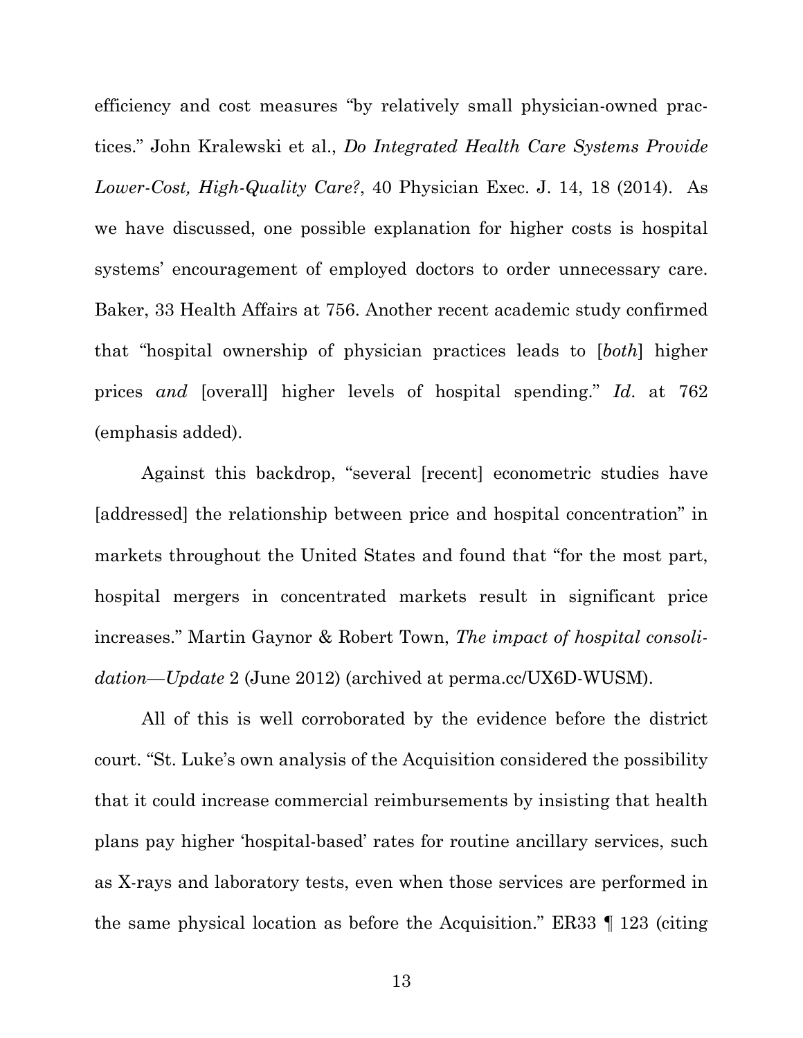efficiency and cost measures "by relatively small physician-owned practices." John Kralewski et al., *Do Integrated Health Care Systems Provide Lower-Cost, High-Quality Care?*, 40 Physician Exec. J. 14, 18 (2014). As we have discussed, one possible explanation for higher costs is hospital systems' encouragement of employed doctors to order unnecessary care. Baker, 33 Health Affairs at 756. Another recent academic study confirmed that "hospital ownership of physician practices leads to [*both*] higher prices *and* [overall] higher levels of hospital spending." *Id.* at 762 (emphasis added).

Against this backdrop, "several [recent] econometric studies have [addressed] the relationship between price and hospital concentration" in markets throughout the United States and found that "for the most part, hospital mergers in concentrated markets result in significant price increases." Martin Gaynor & Robert Town, *The impact of hospital consolidation—Update* 2 (June 2012) (archived at perma.cc/UX6D-WUSM).

All of this is well corroborated by the evidence before the district court. "St. Luke's own analysis of the Acquisition considered the possibility that it could increase commercial reimbursements by insisting that health plans pay higher 'hospital-based' rates for routine ancillary services, such as X-rays and laboratory tests, even when those services are performed in the same physical location as before the Acquisition." ER33 ¶ 123 (citing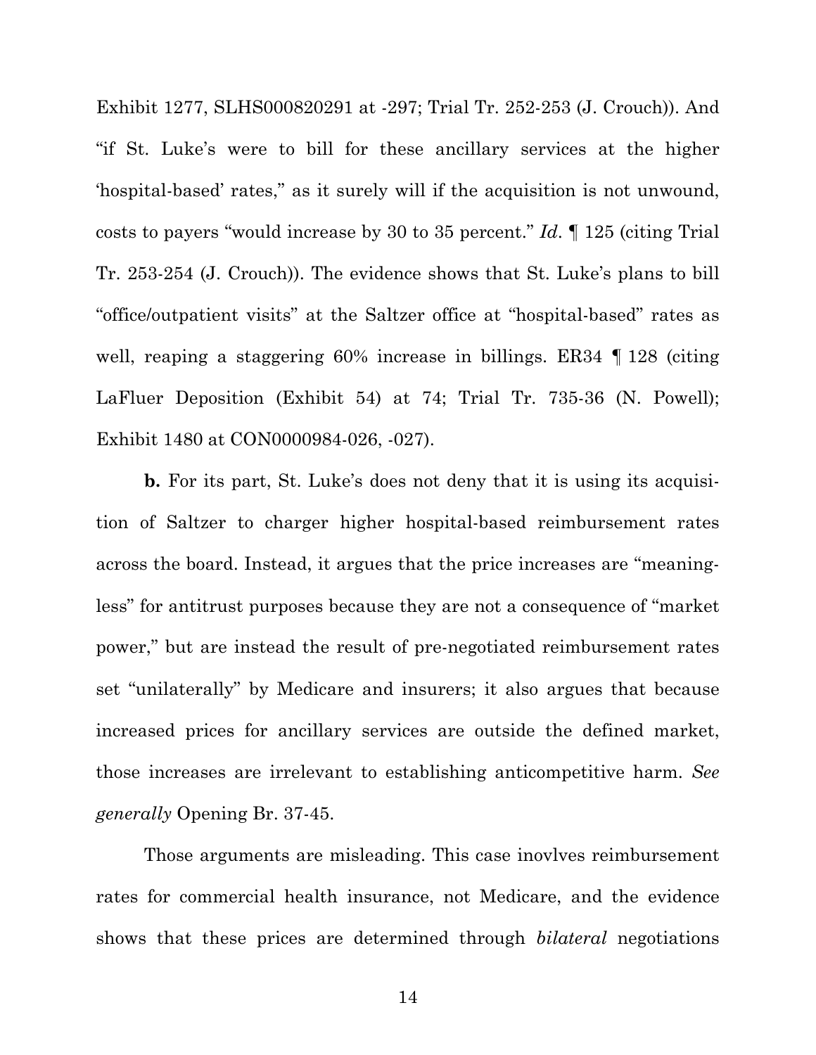Exhibit 1277, SLHS000820291 at -297; Trial Tr. 252-253 (J. Crouch)). And "if St. Luke's were to bill for these ancillary services at the higher 'hospital-based' rates," as it surely will if the acquisition is not unwound, costs to payers "would increase by 30 to 35 percent." *Id.* ¶ 125 (citing Trial Tr. 253-254 (J. Crouch)). The evidence shows that St. Luke's plans to bill "office/outpatient visits" at the Saltzer office at "hospital-based" rates as well, reaping a staggering 60% increase in billings. ER34 ¶ 128 (citing LaFluer Deposition (Exhibit 54) at 74; Trial Tr. 735-36 (N. Powell); Exhibit 1480 at CON0000984-026, -027).

**b.** For its part, St. Luke's does not deny that it is using its acquisition of Saltzer to charger higher hospital-based reimbursement rates across the board. Instead, it argues that the price increases are "meaningless" for antitrust purposes because they are not a consequence of "market power," but are instead the result of pre-negotiated reimbursement rates set "unilaterally" by Medicare and insurers; it also argues that because increased prices for ancillary services are outside the defined market, those increases are irrelevant to establishing anticompetitive harm. *See generally* Opening Br. 37-45.

Those arguments are misleading. This case inovlves reimbursement rates for commercial health insurance, not Medicare, and the evidence shows that these prices are determined through *bilateral* negotiations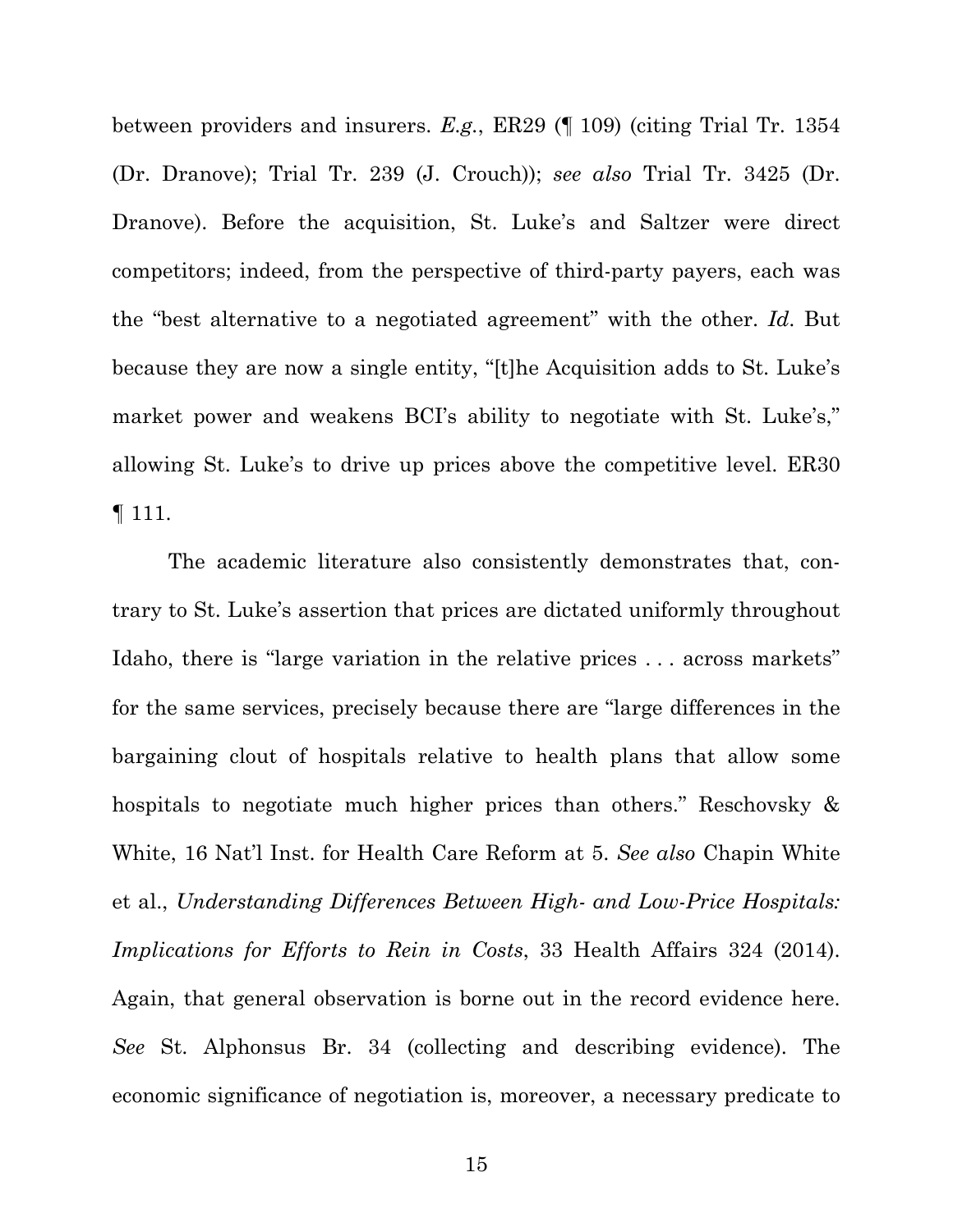between providers and insurers. *E.g.*, ER29 (¶ 109) (citing Trial Tr. 1354 (Dr. Dranove); Trial Tr. 239 (J. Crouch)); *see also* Trial Tr. 3425 (Dr. Dranove). Before the acquisition, St. Luke's and Saltzer were direct competitors; indeed, from the perspective of third-party payers, each was the "best alternative to a negotiated agreement" with the other. *Id*. But because they are now a single entity, "[t]he Acquisition adds to St. Luke's market power and weakens BCI's ability to negotiate with St. Luke's," allowing St. Luke's to drive up prices above the competitive level. ER30 ¶ 111.

The academic literature also consistently demonstrates that, contrary to St. Luke's assertion that prices are dictated uniformly throughout Idaho, there is "large variation in the relative prices . . . across markets" for the same services, precisely because there are "large differences in the bargaining clout of hospitals relative to health plans that allow some hospitals to negotiate much higher prices than others." Reschovsky & White, 16 Nat'l Inst. for Health Care Reform at 5. *See also* Chapin White et al., *Understanding Differences Between High- and Low-Price Hospitals: Implications for Efforts to Rein in Costs*, 33 Health Affairs 324 (2014). Again, that general observation is borne out in the record evidence here. *See* St. Alphonsus Br. 34 (collecting and describing evidence). The economic significance of negotiation is, moreover, a necessary predicate to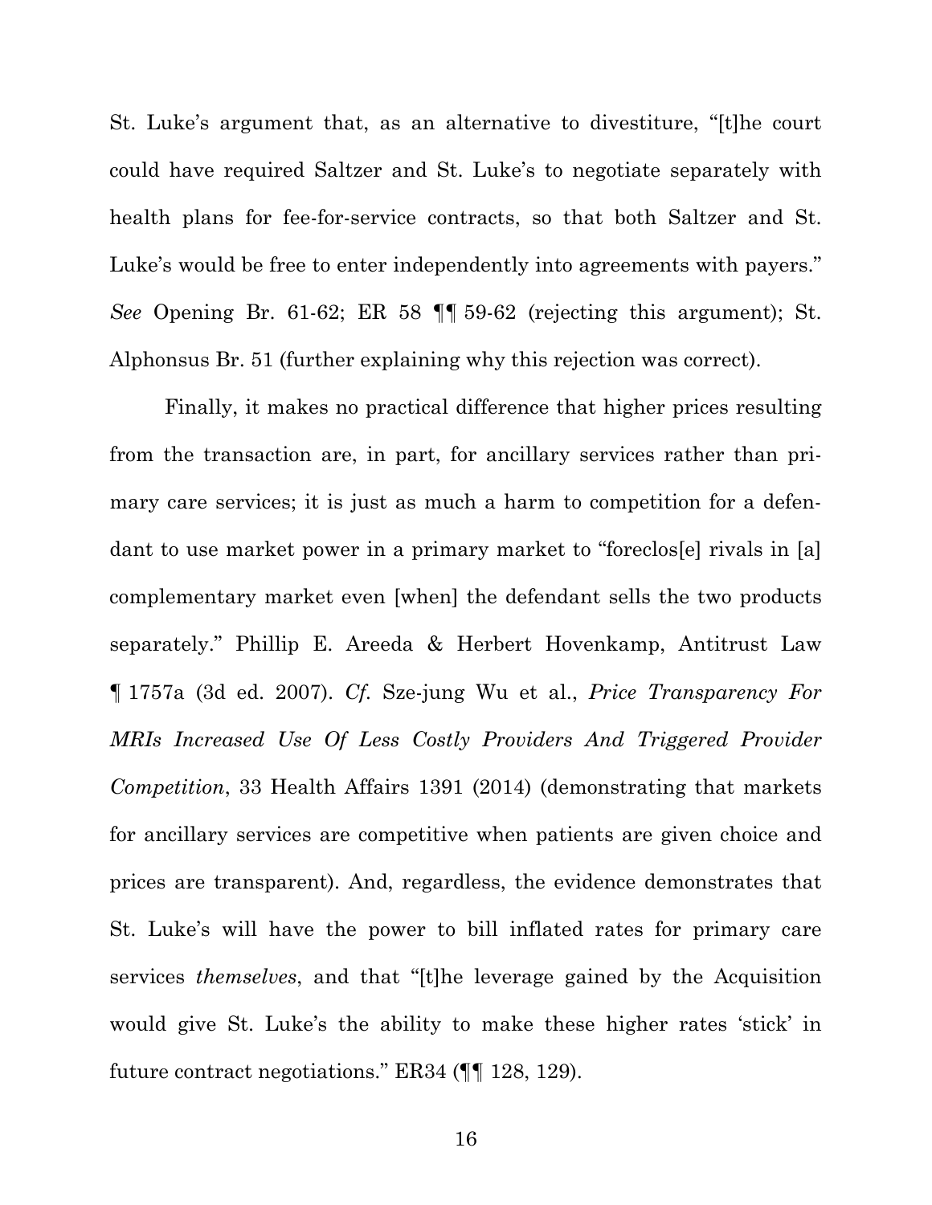St. Luke's argument that, as an alternative to divestiture, "[t]he court could have required Saltzer and St. Luke's to negotiate separately with health plans for fee-for-service contracts, so that both Saltzer and St. Luke's would be free to enter independently into agreements with payers." *See* Opening Br. 61-62; ER 58 ¶¶ 59-62 (rejecting this argument); St. Alphonsus Br. 51 (further explaining why this rejection was correct).

Finally, it makes no practical difference that higher prices resulting from the transaction are, in part, for ancillary services rather than primary care services; it is just as much a harm to competition for a defendant to use market power in a primary market to "foreclos[e] rivals in [a] complementary market even [when] the defendant sells the two products separately." Phillip E. Areeda & Herbert Hovenkamp, Antitrust Law ¶ 1757a (3d ed. 2007). *Cf.* Sze-jung Wu et al., *Price Transparency For MRIs Increased Use Of Less Costly Providers And Triggered Provider Competition*, 33 Health Affairs 1391 (2014) (demonstrating that markets for ancillary services are competitive when patients are given choice and prices are transparent). And, regardless, the evidence demonstrates that St. Luke's will have the power to bill inflated rates for primary care services *themselves*, and that "[t]he leverage gained by the Acquisition would give St. Luke's the ability to make these higher rates 'stick' in future contract negotiations." ER34 (¶¶ 128, 129).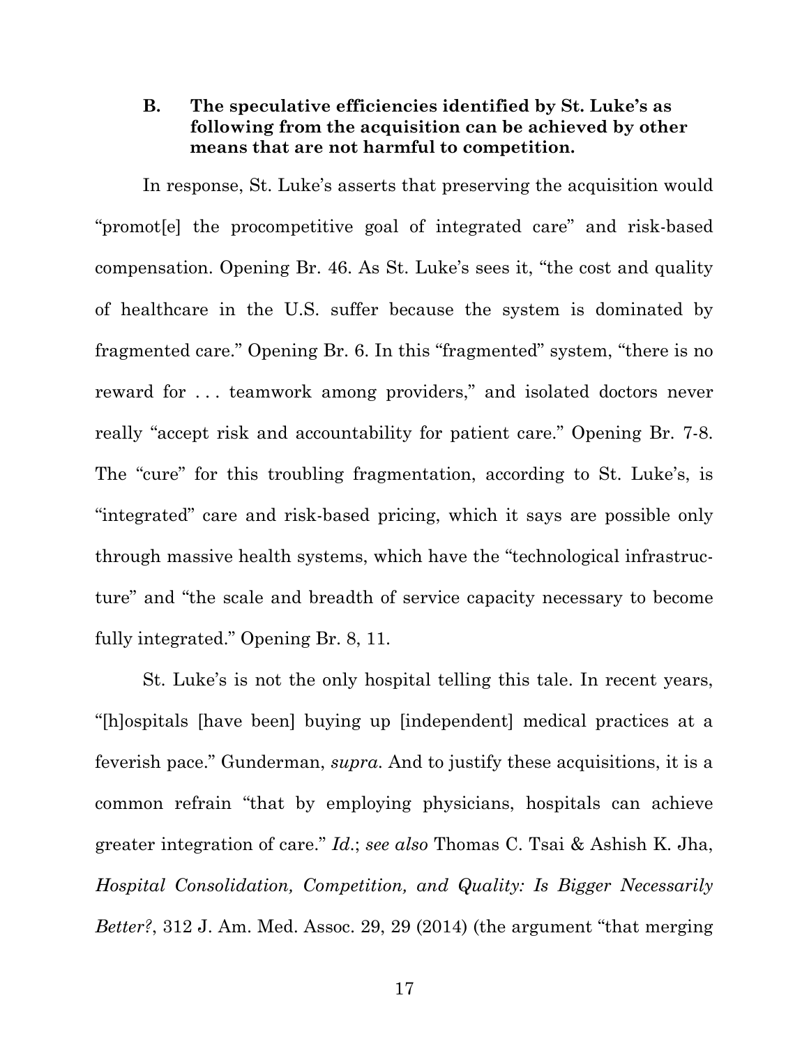### B. The speculative efficiencies identified by St. Luke's as following from the acquisition can be achieved by other means that are not harmful to competition.

In response, St. Luke's asserts that preserving the acquisition would "promot[e] the procompetitive goal of integrated care" and risk-based compensation. Opening Br. 46. As St. Luke's sees it, "the cost and quality of healthcare in the U.S. suffer because the system is dominated by fragmented care." Opening Br. 6. In this "fragmented" system, "there is no reward for . . . teamwork among providers," and isolated doctors never really "accept risk and accountability for patient care." Opening Br. 7-8. The "cure" for this troubling fragmentation, according to St. Luke's, is "integrated" care and risk-based pricing, which it says are possible only through massive health systems, which have the "technological infrastructure" and "the scale and breadth of service capacity necessary to become fully integrated." Opening Br. 8, 11.

St. Luke's is not the only hospital telling this tale. In recent years, "[h]ospitals [have been] buying up [independent] medical practices at a feverish pace." Gunderman, *supra*. And to justify these acquisitions, it is a common refrain "that by employing physicians, hospitals can achieve greater integration of care." *Id.*; *see also* Thomas C. Tsai & Ashish K. Jha, *Hospital Consolidation, Competition, and Quality: Is Bigger Necessarily Better?*, 312 J. Am. Med. Assoc. 29, 29 (2014) (the argument "that merging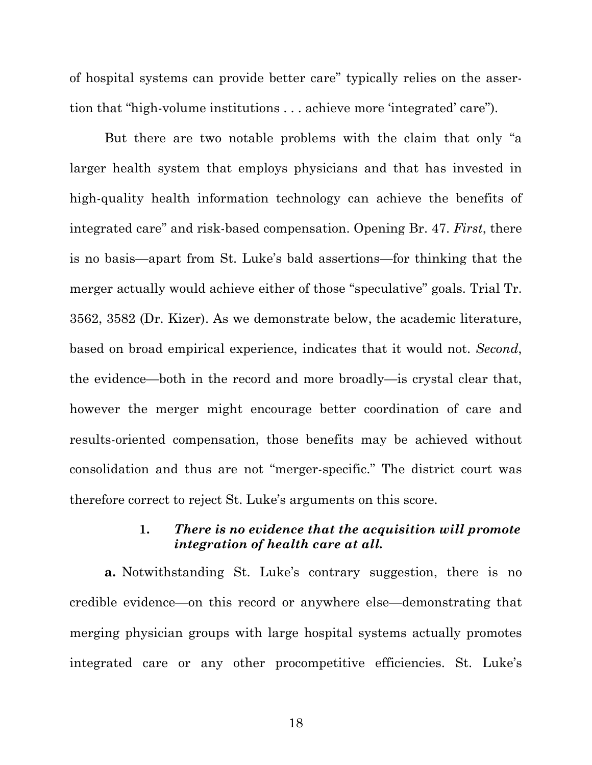of hospital systems can provide better care" typically relies on the assertion that "high-volume institutions . . . achieve more 'integrated' care").

But there are two notable problems with the claim that only "a larger health system that employs physicians and that has invested in high-quality health information technology can achieve the benefits of integrated care" and risk-based compensation. Opening Br. 47. *First*, there is no basis—apart from St. Luke's bald assertions—for thinking that the merger actually would achieve either of those "speculative" goals. Trial Tr. 3562, 3582 (Dr. Kizer). As we demonstrate below, the academic literature, based on broad empirical experience, indicates that it would not. *Second*, the evidence—both in the record and more broadly—is crystal clear that, however the merger might encourage better coordination of care and results-oriented compensation, those benefits may be achieved without consolidation and thus are not "merger-specific." The district court was therefore correct to reject St. Luke's arguments on this score.

### 1. *There is no evidence that the acquisition will promote integration of health care at all.*

**a.** Notwithstanding St. Luke's contrary suggestion, there is no credible evidence—on this record or anywhere else—demonstrating that merging physician groups with large hospital systems actually promotes integrated care or any other procompetitive efficiencies. St. Luke's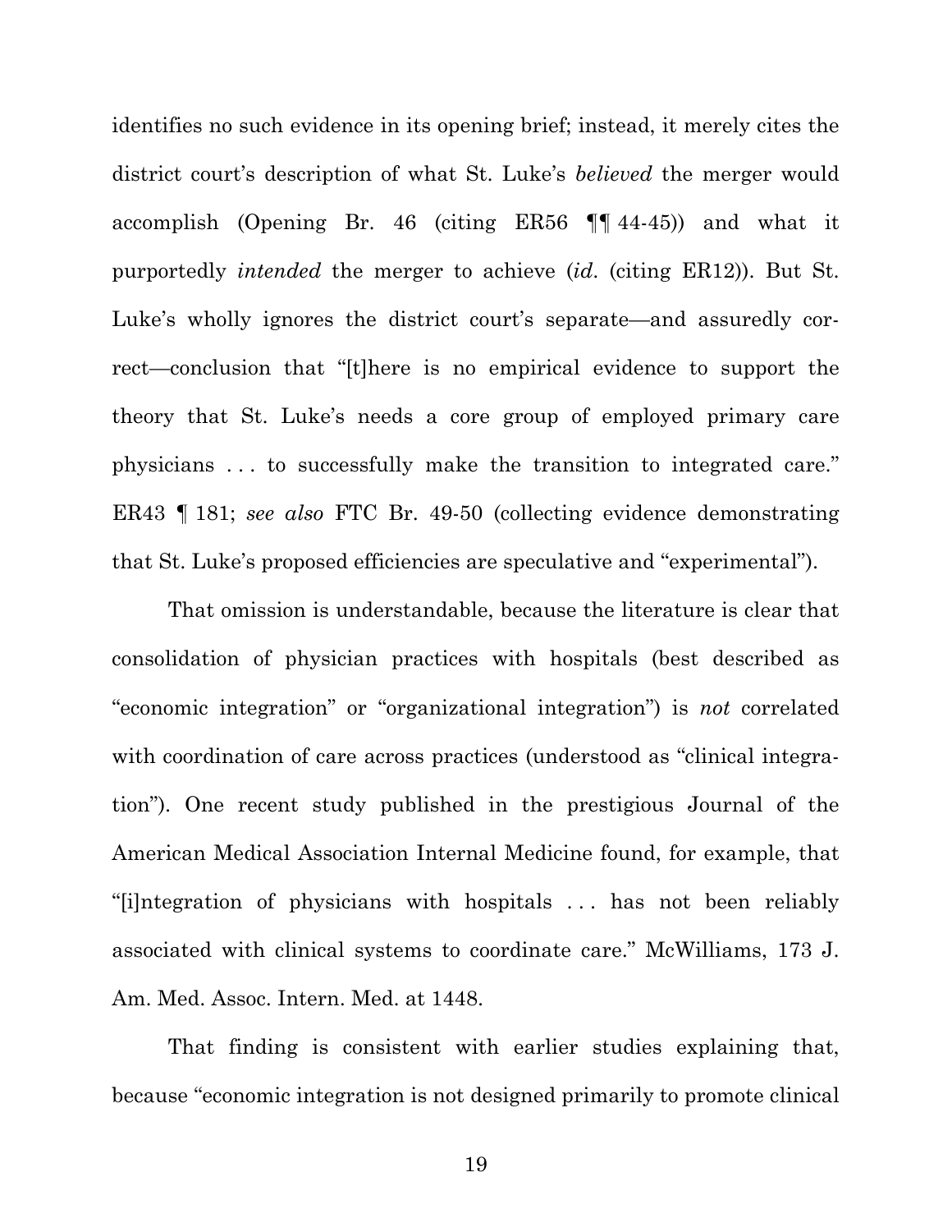identifies no such evidence in its opening brief; instead, it merely cites the district court's description of what St. Luke's *believed* the merger would accomplish (Opening Br. 46 (citing ER56 ¶¶ 44-45)) and what it purportedly *intended* the merger to achieve (*id*. (citing ER12)). But St. Luke's wholly ignores the district court's separate—and assuredly correct—conclusion that "[t]here is no empirical evidence to support the theory that St. Luke's needs a core group of employed primary care physicians . . . to successfully make the transition to integrated care." ER43 ¶ 181; *see also* FTC Br. 49-50 (collecting evidence demonstrating that St. Luke's proposed efficiencies are speculative and "experimental").

That omission is understandable, because the literature is clear that consolidation of physician practices with hospitals (best described as "economic integration" or "organizational integration") is *not* correlated with coordination of care across practices (understood as "clinical integration"). One recent study published in the prestigious Journal of the American Medical Association Internal Medicine found, for example, that "[i]ntegration of physicians with hospitals . . . has not been reliably associated with clinical systems to coordinate care." McWilliams, 173 J. Am. Med. Assoc. Intern. Med. at 1448.

That finding is consistent with earlier studies explaining that, because "economic integration is not designed primarily to promote clinical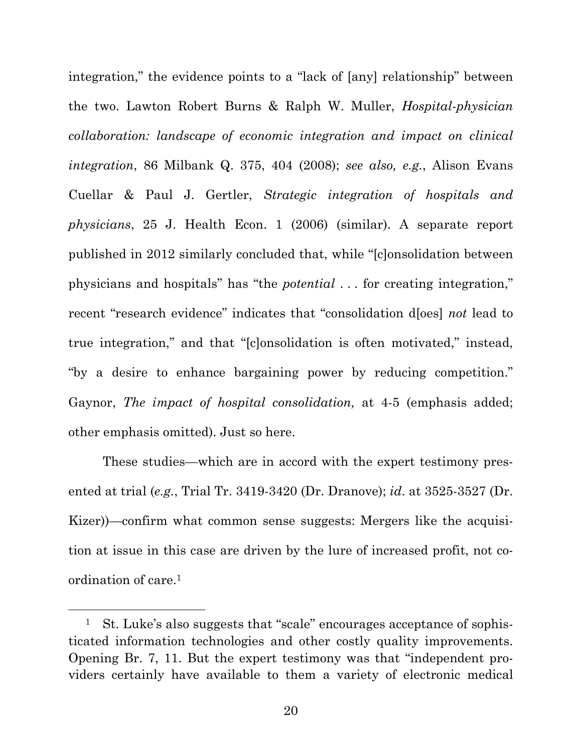integration," the evidence points to a "lack of [any] relationship" between the two. Lawton Robert Burns & Ralph W. Muller, *Hospital-physician collaboration: landscape of economic integration and impact on clinical integration*, 86 Milbank Q. 375, 404 (2008); *see also, e.g.*, Alison Evans Cuellar & Paul J. Gertler, *Strategic integration of hospitals and physicians*, 25 J. Health Econ. 1 (2006) (similar). A separate report published in 2012 similarly concluded that, while "[c]onsolidation between physicians and hospitals" has "the *potential* . . . for creating integration," recent "research evidence" indicates that "consolidation d[oes] *not* lead to true integration," and that "[c]onsolidation is often motivated," instead, "by a desire to enhance bargaining power by reducing competition." Gaynor, *The impact of hospital consolidation,* at 4-5 (emphasis added; other emphasis omitted). Just so here.

These studies—which are in accord with the expert testimony presented at trial (*e.g.*, Trial Tr. 3419-3420 (Dr. Dranove); *id*. at 3525-3527 (Dr. Kizer))—confirm what common sense suggests: Mergers like the acquisition at issue in this case are driven by the lure of increased profit, not coordination of care.[1]

[1] St. Luke's also suggests that "scale" encourages acceptance of sophisticated information technologies and other costly quality improvements. Opening Br. 7, 11. But the expert testimony was that "independent providers certainly have available to them a variety of electronic medical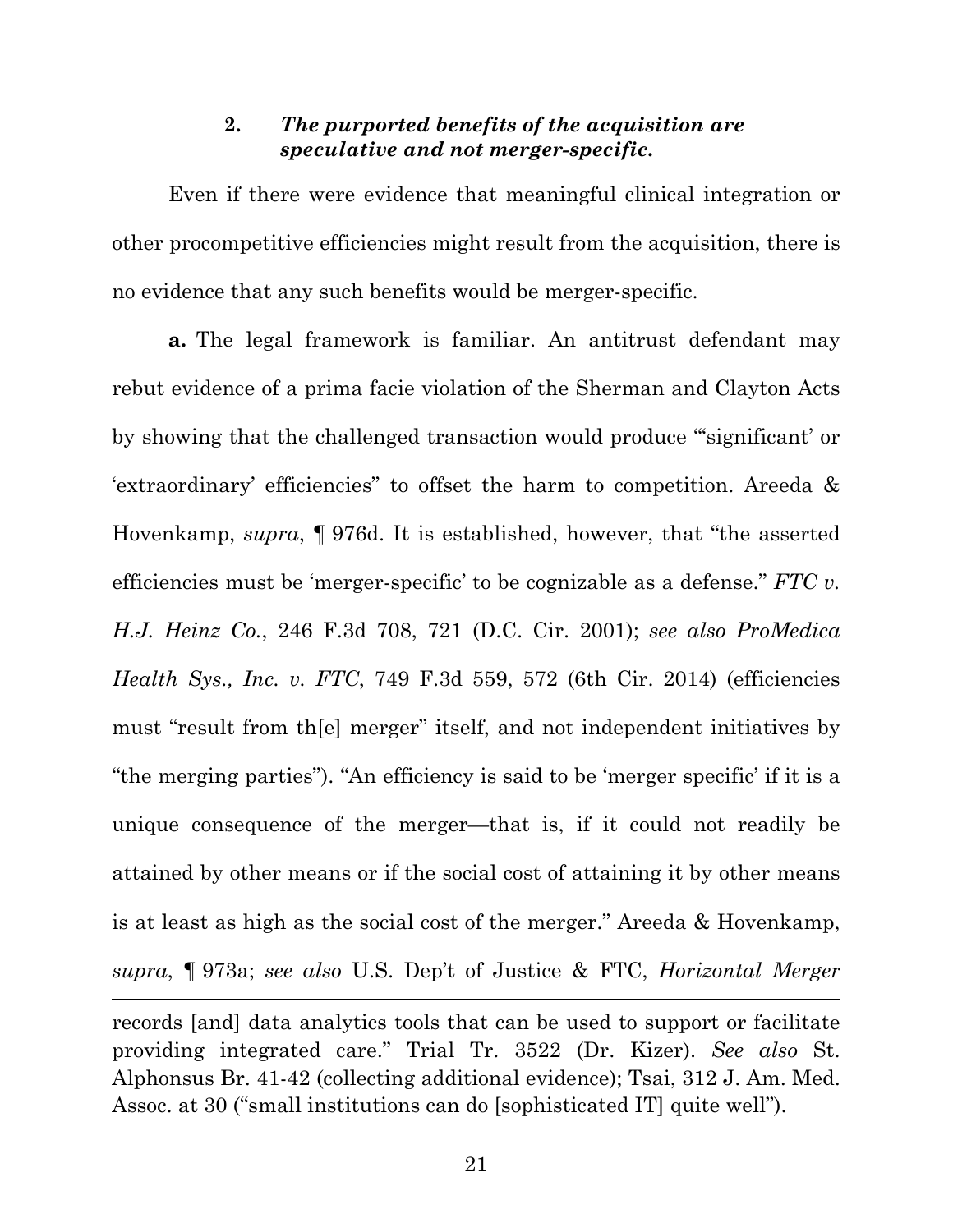### 2. *The purported benefits of the acquisition are speculative and not merger-specific.*

Even if there were evidence that meaningful clinical integration or other procompetitive efficiencies might result from the acquisition, there is no evidence that any such benefits would be merger-specific.

**a.** The legal framework is familiar. An antitrust defendant may rebut evidence of a prima facie violation of the Sherman and Clayton Acts by showing that the challenged transaction would produce "'significant' or 'extraordinary' efficiencies" to offset the harm to competition. Areeda & Hovenkamp, *supra*, ¶ 976d. It is established, however, that "the asserted efficiencies must be 'merger-specific' to be cognizable as a defense." *FTC v. H.J. Heinz Co.*, 246 F.3d 708, 721 (D.C. Cir. 2001); *see also ProMedica Health Sys., Inc. v. FTC*, 749 F.3d 559, 572 (6th Cir. 2014) (efficiencies must "result from th[e] merger" itself, and not independent initiatives by "the merging parties"). "An efficiency is said to be 'merger specific' if it is a unique consequence of the merger—that is, if it could not readily be attained by other means or if the social cost of attaining it by other means is at least as high as the social cost of the merger." Areeda & Hovenkamp, *supra*, ¶ 973a; *see also* U.S. Dep't of Justice & FTC, *Horizontal Merger*

---

records [and] data analytics tools that can be used to support or facilitate providing integrated care." Trial Tr. 3522 (Dr. Kizer). *See also* St. Alphonsus Br. 41-42 (collecting additional evidence); Tsai, 312 J. Am. Med. Assoc. at 30 ("small institutions can do [sophisticated IT] quite well").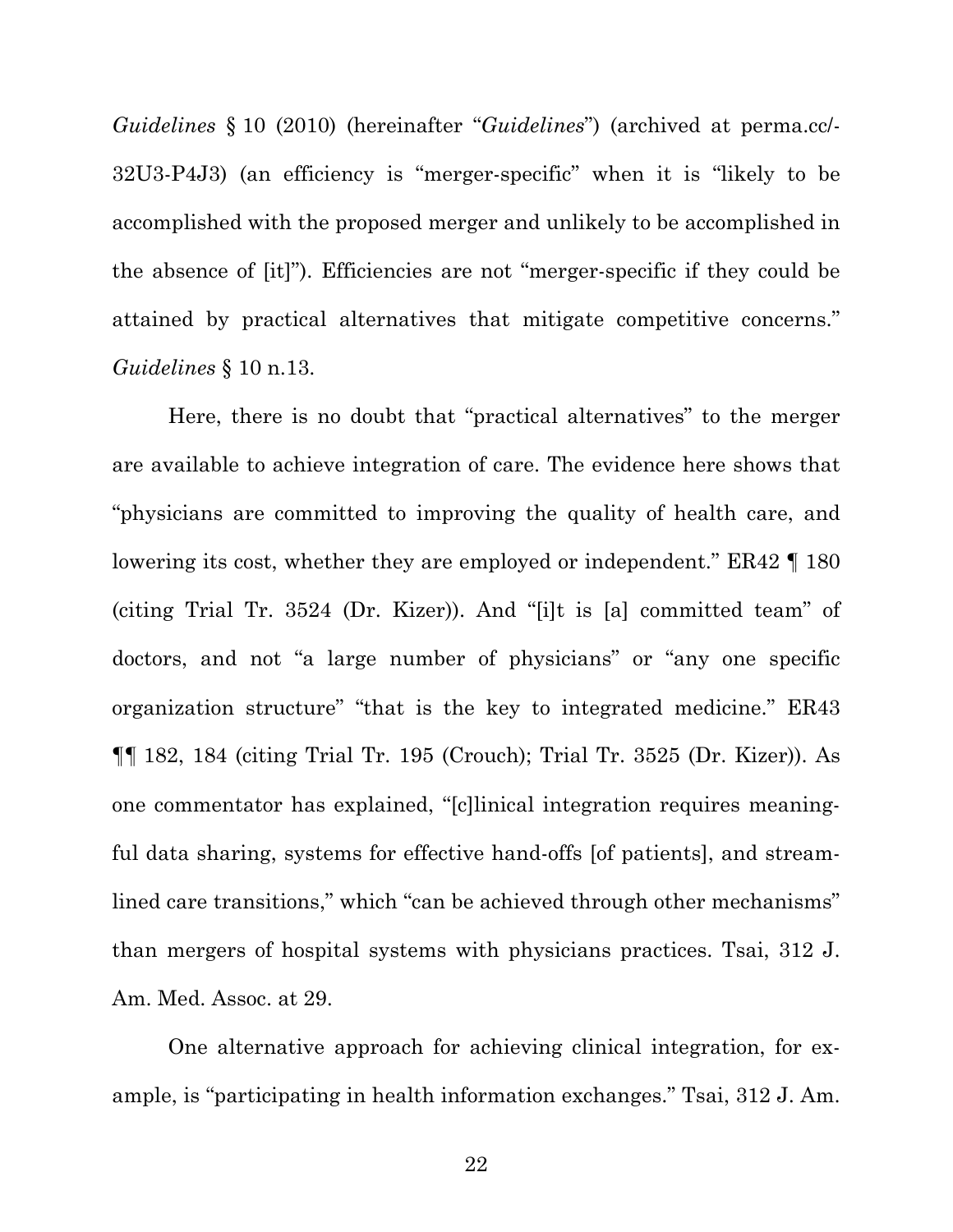*Guidelines* § 10 (2010) (hereinafter "*Guidelines*") (archived at perma.cc/-32U3-P4J3) (an efficiency is "merger-specific" when it is "likely to be accomplished with the proposed merger and unlikely to be accomplished in the absence of [it]"). Efficiencies are not "merger-specific if they could be attained by practical alternatives that mitigate competitive concerns." *Guidelines* § 10 n.13.

Here, there is no doubt that "practical alternatives" to the merger are available to achieve integration of care. The evidence here shows that "physicians are committed to improving the quality of health care, and lowering its cost, whether they are employed or independent." ER42 ¶ 180 (citing Trial Tr. 3524 (Dr. Kizer)). And "[i]t is [a] committed team" of doctors, and not "a large number of physicians" or "any one specific organization structure" "that is the key to integrated medicine." ER43 ¶¶ 182, 184 (citing Trial Tr. 195 (Crouch); Trial Tr. 3525 (Dr. Kizer)). As one commentator has explained, "[c]linical integration requires meaningful data sharing, systems for effective hand-offs [of patients], and streamlined care transitions," which "can be achieved through other mechanisms" than mergers of hospital systems with physicians practices. Tsai, 312 J. Am. Med. Assoc. at 29.

One alternative approach for achieving clinical integration, for example, is "participating in health information exchanges." Tsai, 312 J. Am.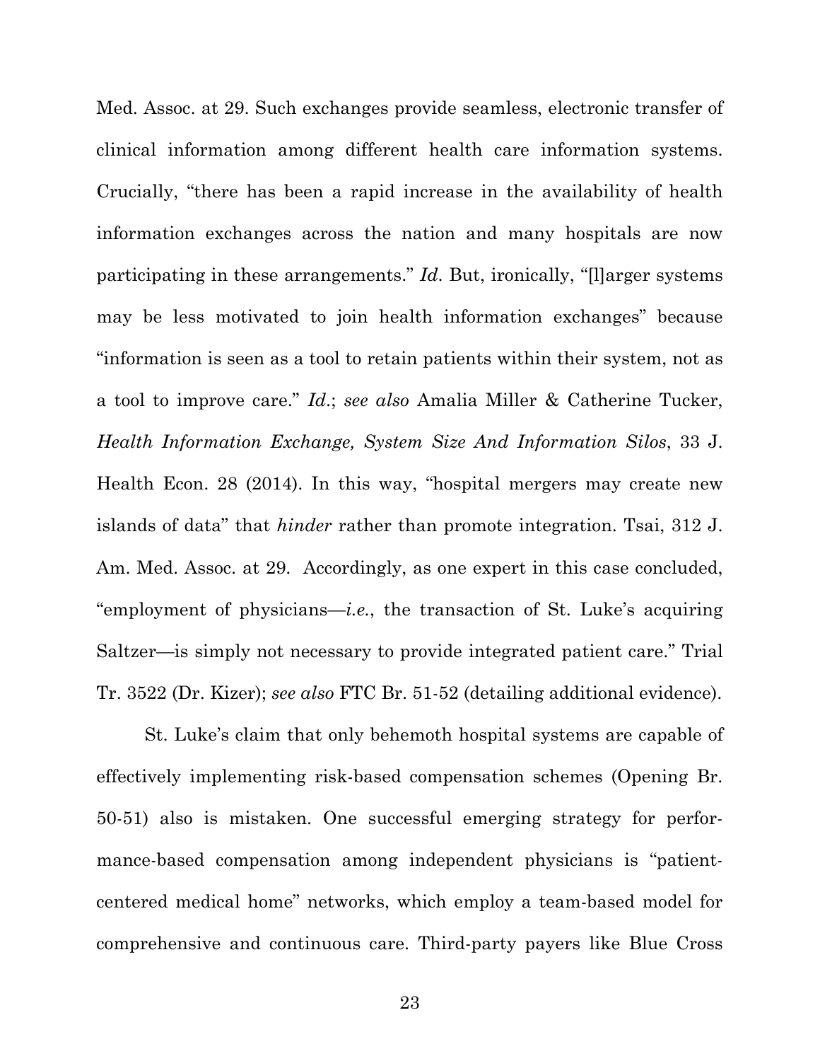Med. Assoc. at 29. Such exchanges provide seamless, electronic transfer of clinical information among different health care information systems. Crucially, "there has been a rapid increase in the availability of health information exchanges across the nation and many hospitals are now participating in these arrangements." *Id.* But, ironically, "[l]arger systems may be less motivated to join health information exchanges" because "information is seen as a tool to retain patients within their system, not as a tool to improve care." *Id.*; *see also* Amalia Miller & Catherine Tucker, *Health Information Exchange, System Size And Information Silos*, 33 J. Health Econ. 28 (2014). In this way, "hospital mergers may create new islands of data" that *hinder* rather than promote integration. Tsai, 312 J. Am. Med. Assoc. at 29. Accordingly, as one expert in this case concluded, "employment of physicians—*i.e.*, the transaction of St. Luke's acquiring Saltzer—is simply not necessary to provide integrated patient care." Trial Tr. 3522 (Dr. Kizer); *see also* FTC Br. 51-52 (detailing additional evidence).

St. Luke's claim that only behemoth hospital systems are capable of effectively implementing risk-based compensation schemes (Opening Br. 50-51) also is mistaken. One successful emerging strategy for performance-based compensation among independent physicians is "patient-centered medical home" networks, which employ a team-based model for comprehensive and continuous care. Third-party payers like Blue Cross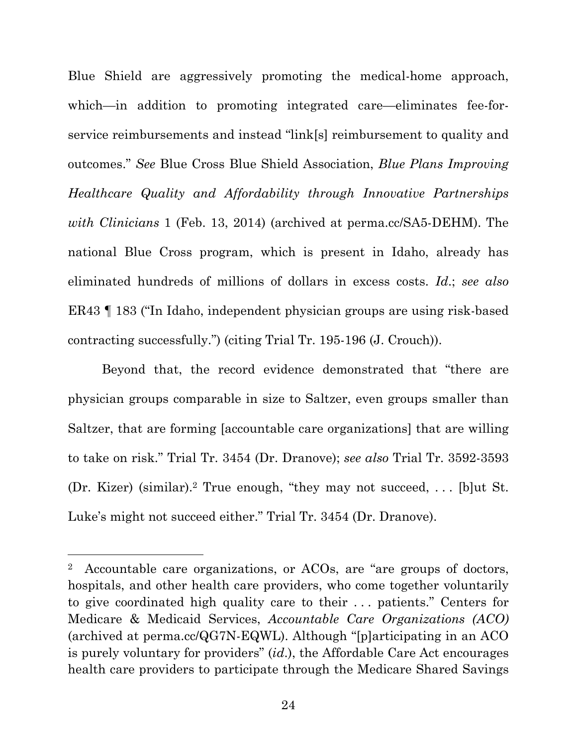Blue Shield are aggressively promoting the medical-home approach, which—in addition to promoting integrated care—eliminates fee-for-service reimbursements and instead "link[s] reimbursement to quality and outcomes." *See* Blue Cross Blue Shield Association, *Blue Plans Improving Healthcare Quality and Affordability through Innovative Partnerships with Clinicians* 1 (Feb. 13, 2014) (archived at perma.cc/SA5-DEHM). The national Blue Cross program, which is present in Idaho, already has eliminated hundreds of millions of dollars in excess costs. *Id.*; *see also* ER43 ¶ 183 ("In Idaho, independent physician groups are using risk-based contracting successfully.") (citing Trial Tr. 195-196 (J. Crouch)).

Beyond that, the record evidence demonstrated that "there are physician groups comparable in size to Saltzer, even groups smaller than Saltzer, that are forming [accountable care organizations] that are willing to take on risk." Trial Tr. 3454 (Dr. Dranove); *see also* Trial Tr. 3592-3593 (Dr. Kizer) (similar).[2] True enough, "they may not succeed, . . . [b]ut St. Luke's might not succeed either." Trial Tr. 3454 (Dr. Dranove).

---

[2] Accountable care organizations, or ACOs, are "are groups of doctors, hospitals, and other health care providers, who come together voluntarily to give coordinated high quality care to their . . . patients." Centers for Medicare & Medicaid Services, *Accountable Care Organizations (ACO)* (archived at perma.cc/QG7N-EQWL). Although "[p]articipating in an ACO is purely voluntary for providers" (*id.*), the Affordable Care Act encourages health care providers to participate through the Medicare Shared Savings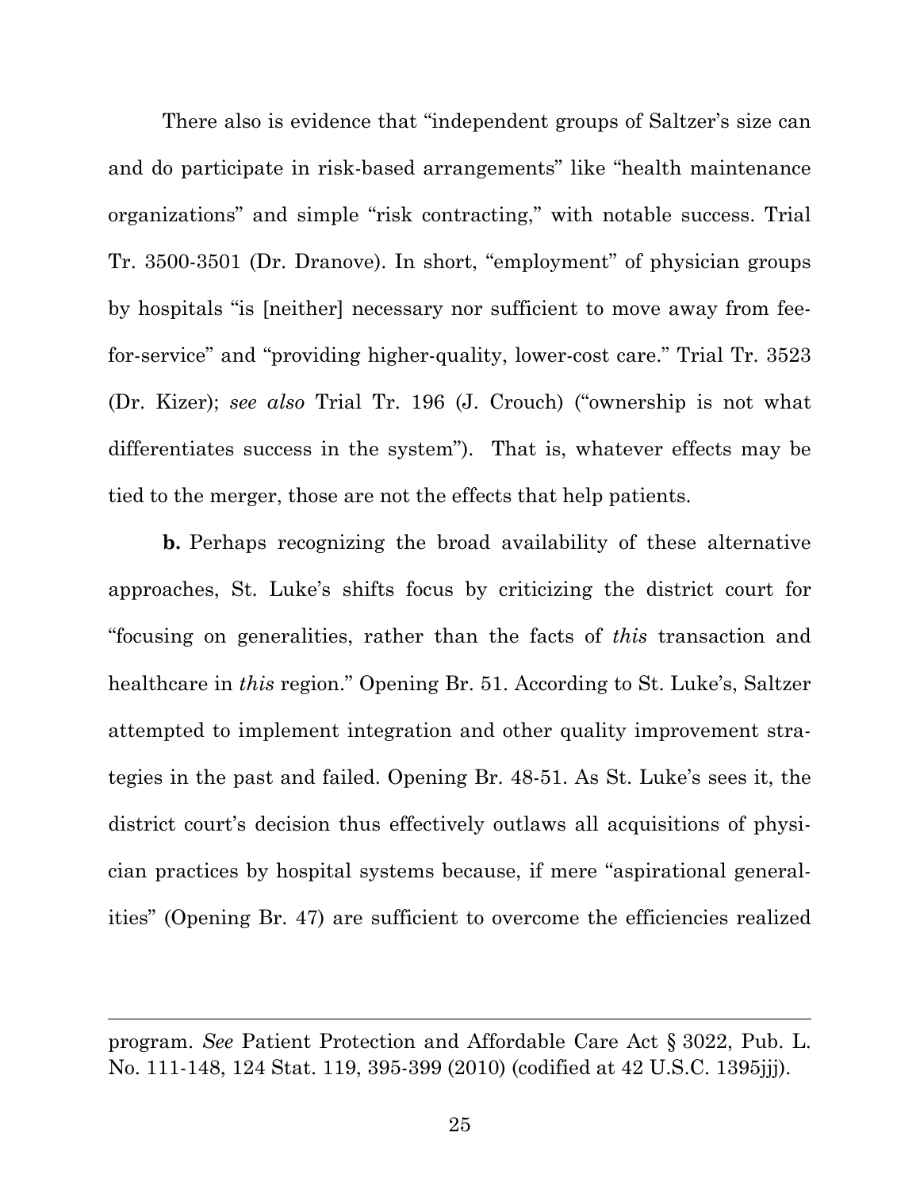There also is evidence that "independent groups of Saltzer's size can and do participate in risk-based arrangements" like "health maintenance organizations" and simple "risk contracting," with notable success. Trial Tr. 3500-3501 (Dr. Dranove). In short, "employment" of physician groups by hospitals "is [neither] necessary nor sufficient to move away from fee-for-service" and "providing higher-quality, lower-cost care." Trial Tr. 3523 (Dr. Kizer); *see also* Trial Tr. 196 (J. Crouch) ("ownership is not what differentiates success in the system"). That is, whatever effects may be tied to the merger, those are not the effects that help patients.

**b.** Perhaps recognizing the broad availability of these alternative approaches, St. Luke's shifts focus by criticizing the district court for "focusing on generalities, rather than the facts of *this* transaction and healthcare in *this* region." Opening Br. 51. According to St. Luke's, Saltzer attempted to implement integration and other quality improvement strategies in the past and failed. Opening Br. 48-51. As St. Luke's sees it, the district court's decision thus effectively outlaws all acquisitions of physician practices by hospital systems because, if mere "aspirational generalities" (Opening Br. 47) are sufficient to overcome the efficiencies realized

---

program. *See* Patient Protection and Affordable Care Act § 3022, Pub. L. No. 111-148, 124 Stat. 119, 395-399 (2010) (codified at 42 U.S.C. 1395jjj).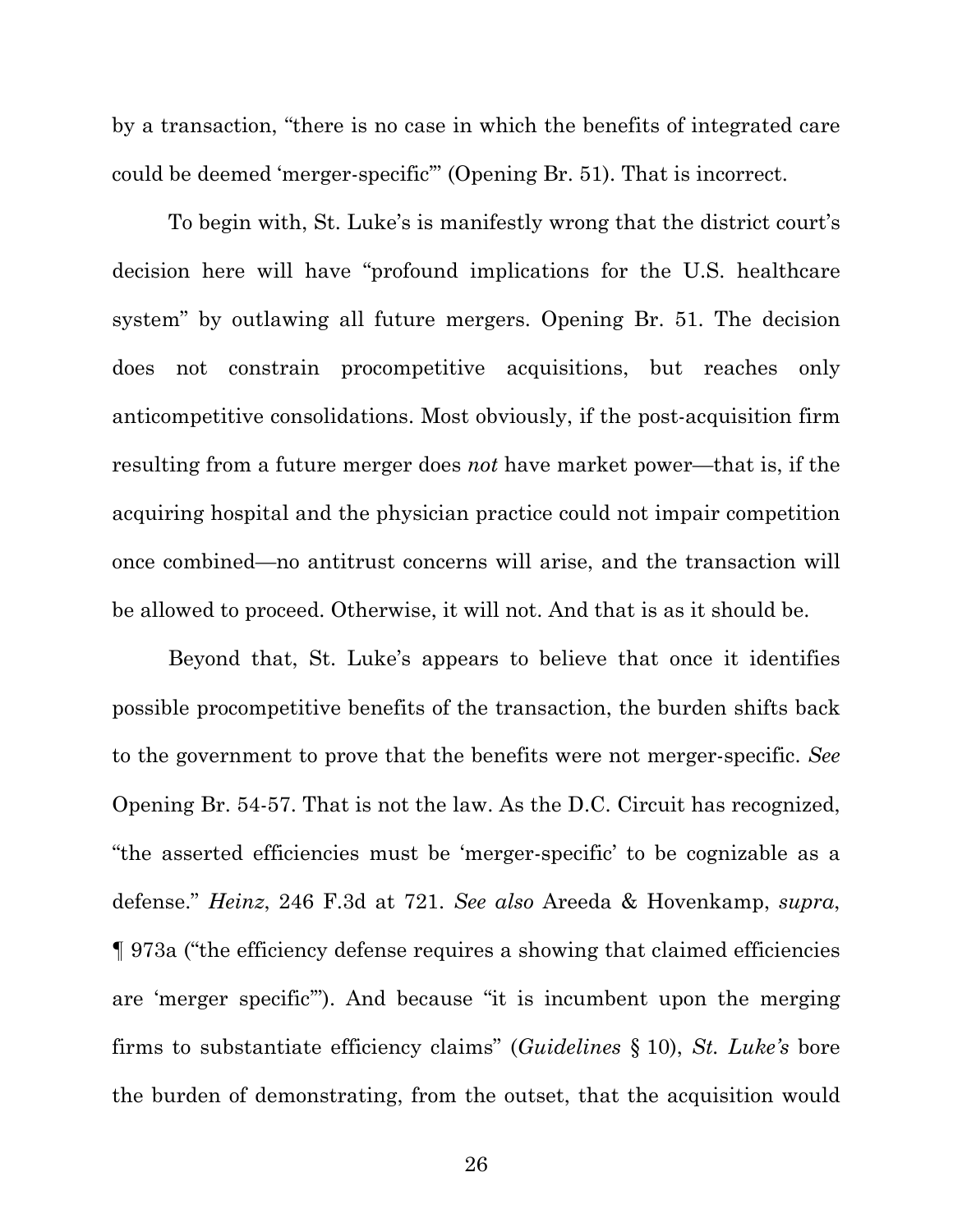by a transaction, "there is no case in which the benefits of integrated care could be deemed 'merger-specific'" (Opening Br. 51). That is incorrect.

To begin with, St. Luke's is manifestly wrong that the district court's decision here will have "profound implications for the U.S. healthcare system" by outlawing all future mergers. Opening Br. 51. The decision does not constrain procompetitive acquisitions, but reaches only anticompetitive consolidations. Most obviously, if the post-acquisition firm resulting from a future merger does *not* have market power—that is, if the acquiring hospital and the physician practice could not impair competition once combined—no antitrust concerns will arise, and the transaction will be allowed to proceed. Otherwise, it will not. And that is as it should be.

Beyond that, St. Luke's appears to believe that once it identifies possible procompetitive benefits of the transaction, the burden shifts back to the government to prove that the benefits were not merger-specific. *See* Opening Br. 54-57. That is not the law. As the D.C. Circuit has recognized, "the asserted efficiencies must be 'merger-specific' to be cognizable as a defense." *Heinz*, 246 F.3d at 721. *See also* Areeda & Hovenkamp, *supra*, ¶ 973a ("the efficiency defense requires a showing that claimed efficiencies are 'merger specific'"). And because "it is incumbent upon the merging firms to substantiate efficiency claims" (*Guidelines* § 10), *St. Luke's* bore the burden of demonstrating, from the outset, that the acquisition would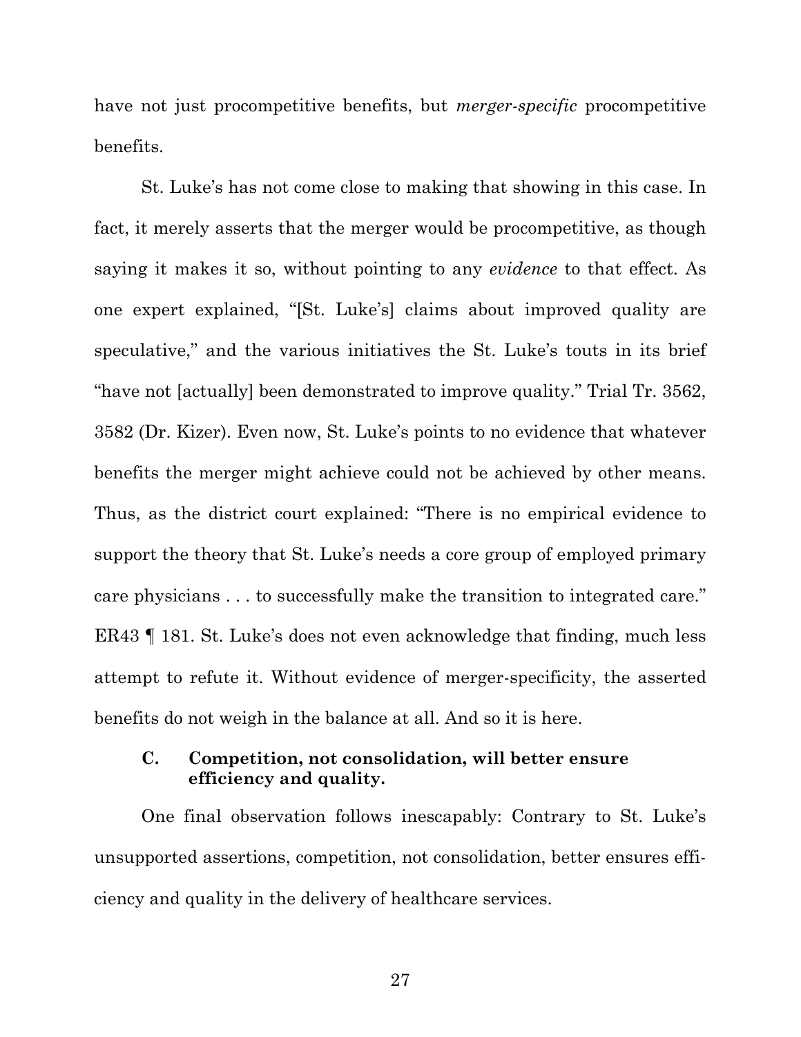have not just procompetitive benefits, but *merger-specific* procompetitive benefits.

St. Luke's has not come close to making that showing in this case. In fact, it merely asserts that the merger would be procompetitive, as though saying it makes it so, without pointing to any *evidence* to that effect. As one expert explained, "[St. Luke's] claims about improved quality are speculative," and the various initiatives the St. Luke's touts in its brief "have not [actually] been demonstrated to improve quality." Trial Tr. 3562, 3582 (Dr. Kizer). Even now, St. Luke's points to no evidence that whatever benefits the merger might achieve could not be achieved by other means. Thus, as the district court explained: "There is no empirical evidence to support the theory that St. Luke's needs a core group of employed primary care physicians . . . to successfully make the transition to integrated care." ER43 ¶ 181. St. Luke's does not even acknowledge that finding, much less attempt to refute it. Without evidence of merger-specificity, the asserted benefits do not weigh in the balance at all. And so it is here.

### C. Competition, not consolidation, will better ensure efficiency and quality.

One final observation follows inescapably: Contrary to St. Luke's unsupported assertions, competition, not consolidation, better ensures efficiency and quality in the delivery of healthcare services.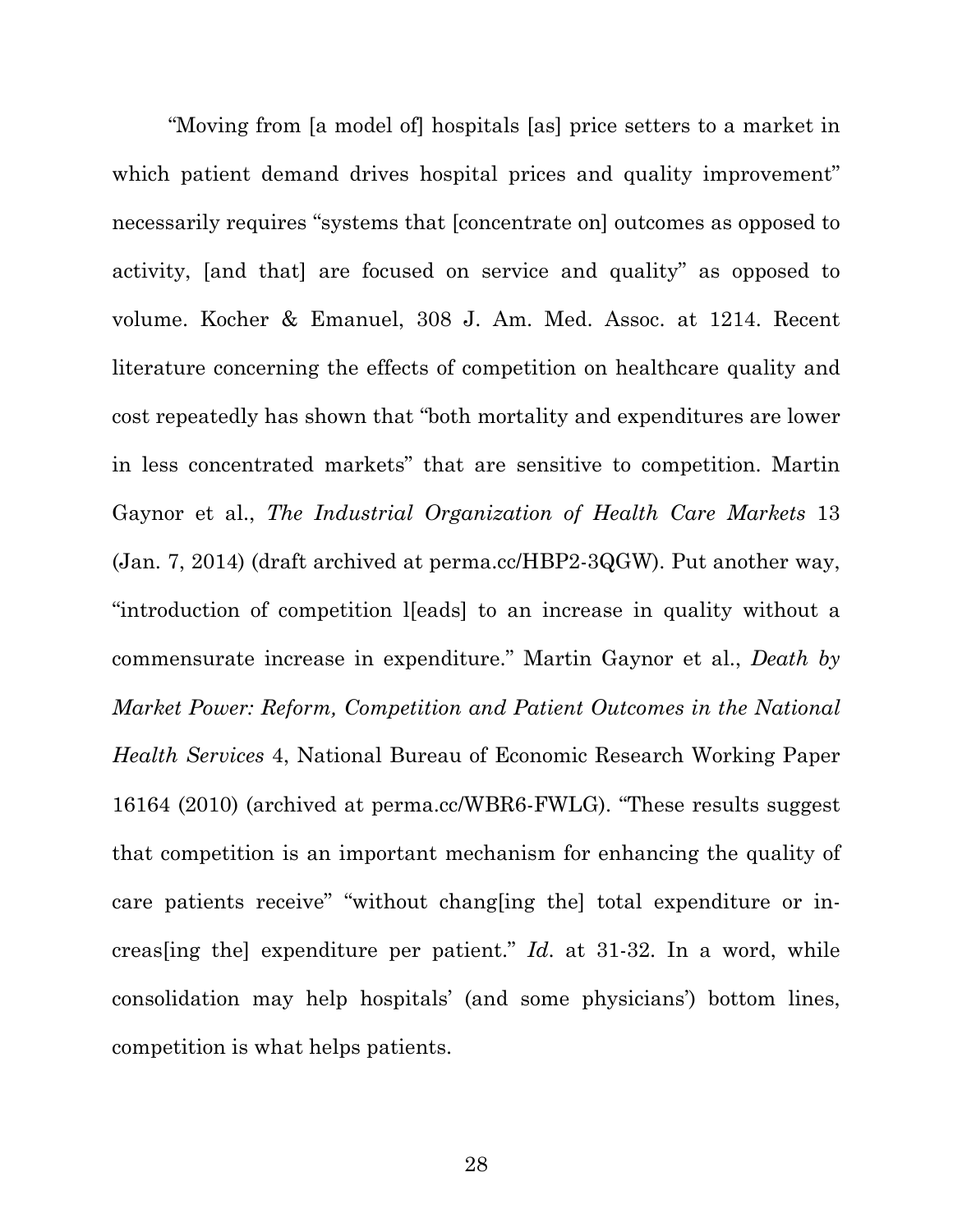"Moving from [a model of] hospitals [as] price setters to a market in which patient demand drives hospital prices and quality improvement" necessarily requires "systems that [concentrate on] outcomes as opposed to activity, [and that] are focused on service and quality" as opposed to volume. Kocher & Emanuel, 308 J. Am. Med. Assoc. at 1214. Recent literature concerning the effects of competition on healthcare quality and cost repeatedly has shown that "both mortality and expenditures are lower in less concentrated markets" that are sensitive to competition. Martin Gaynor et al., *The Industrial Organization of Health Care Markets* 13 (Jan. 7, 2014) (draft archived at perma.cc/HBP2-3QGW). Put another way, "introduction of competition l[eads] to an increase in quality without a commensurate increase in expenditure." Martin Gaynor et al., *Death by Market Power: Reform, Competition and Patient Outcomes in the National Health Services* 4, National Bureau of Economic Research Working Paper 16164 (2010) (archived at perma.cc/WBR6-FWLG). "These results suggest that competition is an important mechanism for enhancing the quality of care patients receive" "without chang[ing the] total expenditure or increas[ing the] expenditure per patient." *Id.* at 31-32. In a word, while consolidation may help hospitals' (and some physicians') bottom lines, competition is what helps patients.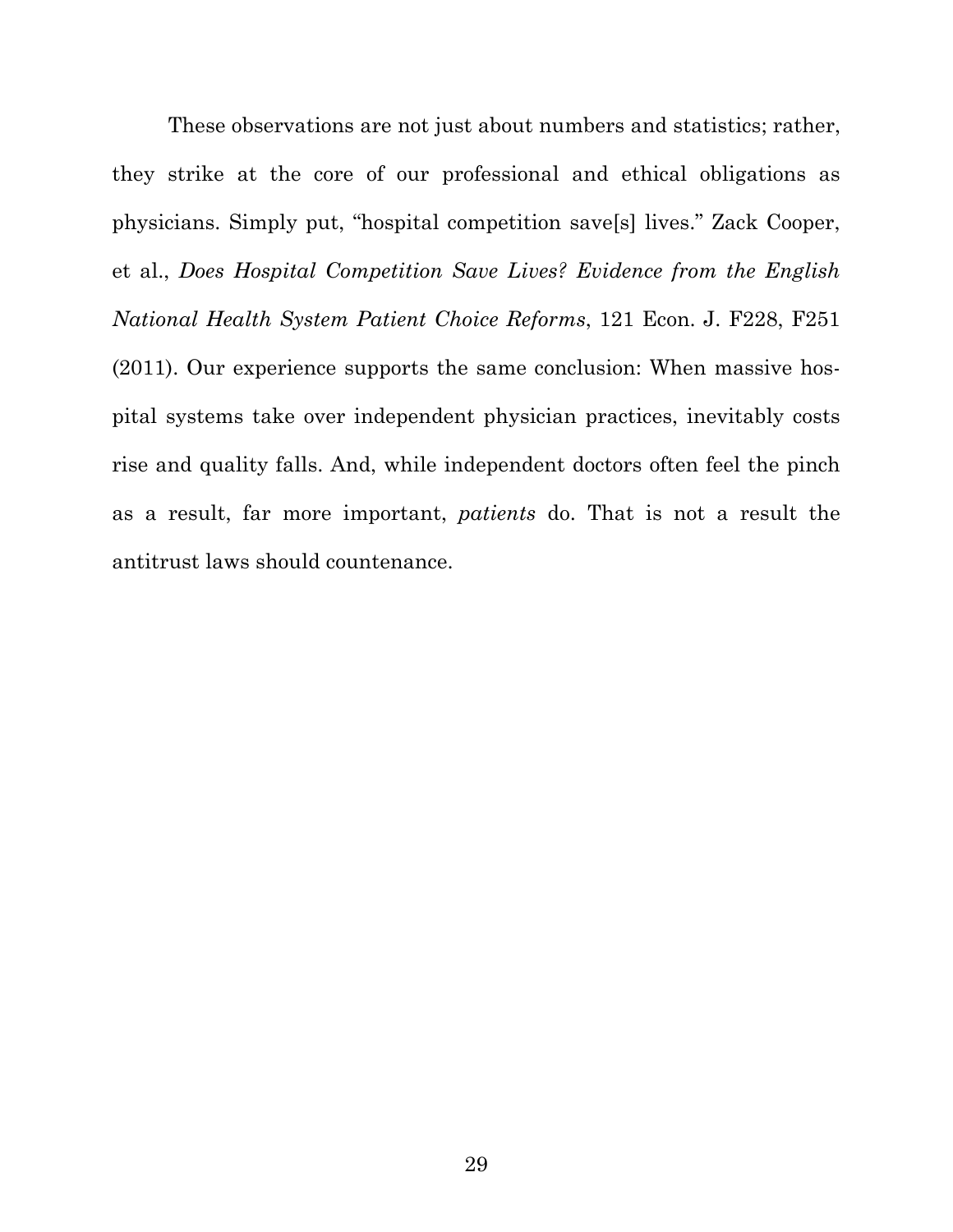These observations are not just about numbers and statistics; rather, they strike at the core of our professional and ethical obligations as physicians. Simply put, "hospital competition save[s] lives." Zack Cooper, et al., *Does Hospital Competition Save Lives? Evidence from the English National Health System Patient Choice Reforms*, 121 Econ. J. F228, F251 (2011). Our experience supports the same conclusion: When massive hospital systems take over independent physician practices, inevitably costs rise and quality falls. And, while independent doctors often feel the pinch as a result, far more important, *patients* do. That is not a result the antitrust laws should countenance.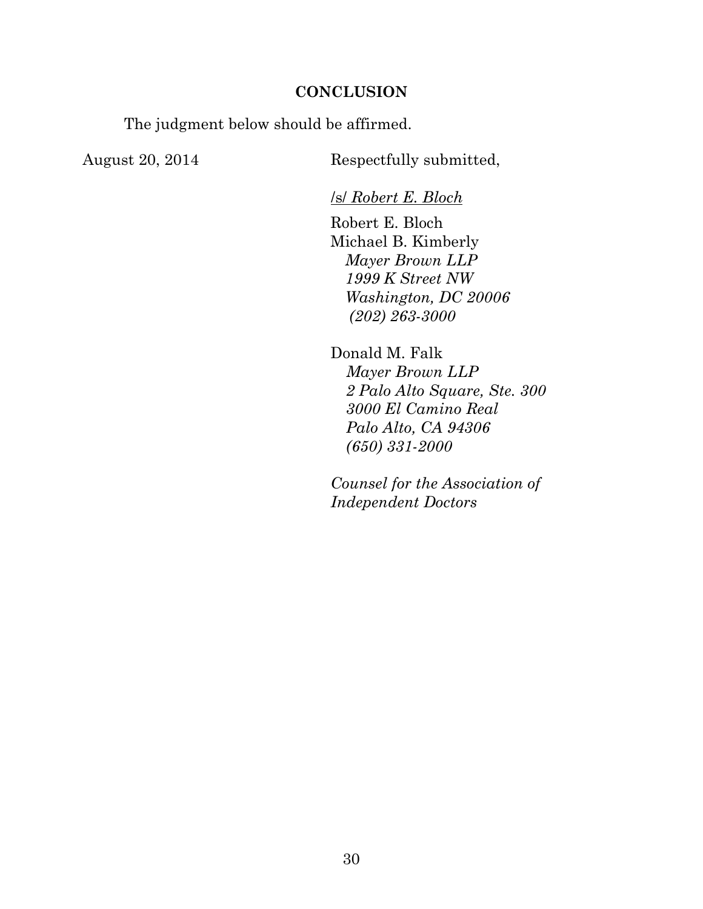## CONCLUSION

The judgment below should be affirmed.

August 20, 2014

Respectfully submitted,

/s/ *Robert E. Bloch*

Robert E. Bloch
Michael B. Kimberly
*Mayer Brown LLP*
*1999 K Street NW*
*Washington, DC 20006*
*(202) 263-3000*

Donald M. Falk
*Mayer Brown LLP*
*2 Palo Alto Square, Ste. 300*
*3000 El Camino Real*
*Palo Alto, CA 94306*
*(650) 331-2000*

*Counsel for the Association of Independent Doctors*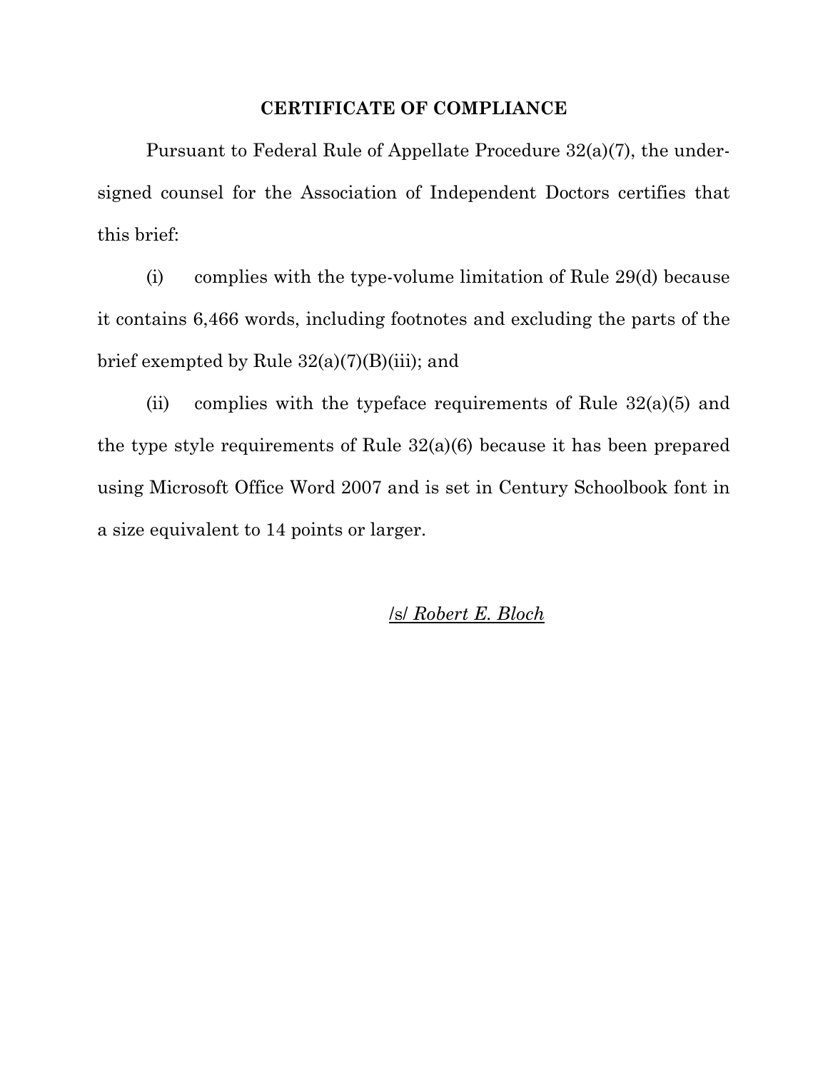## CERTIFICATE OF COMPLIANCE

Pursuant to Federal Rule of Appellate Procedure 32(a)(7), the undersigned counsel for the Association of Independent Doctors certifies that this brief:

(i) complies with the type-volume limitation of Rule 29(d) because it contains 6,466 words, including footnotes and excluding the parts of the brief exempted by Rule 32(a)(7)(B)(iii); and

(ii) complies with the typeface requirements of Rule 32(a)(5) and the type style requirements of Rule 32(a)(6) because it has been prepared using Microsoft Office Word 2007 and is set in Century Schoolbook font in a size equivalent to 14 points or larger.

/s/ *Robert E. Bloch*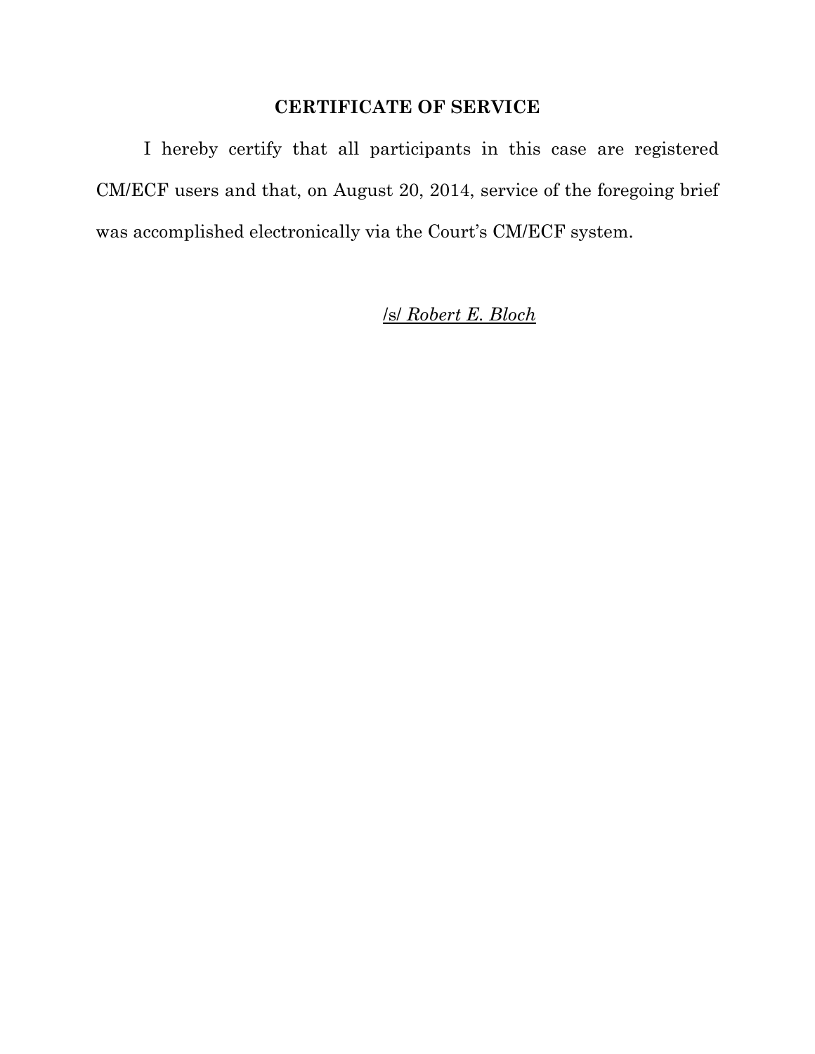## CERTIFICATE OF SERVICE

I hereby certify that all participants in this case are registered CM/ECF users and that, on August 20, 2014, service of the foregoing brief was accomplished electronically via the Court's CM/ECF system.

/s/ *Robert E. Bloch*